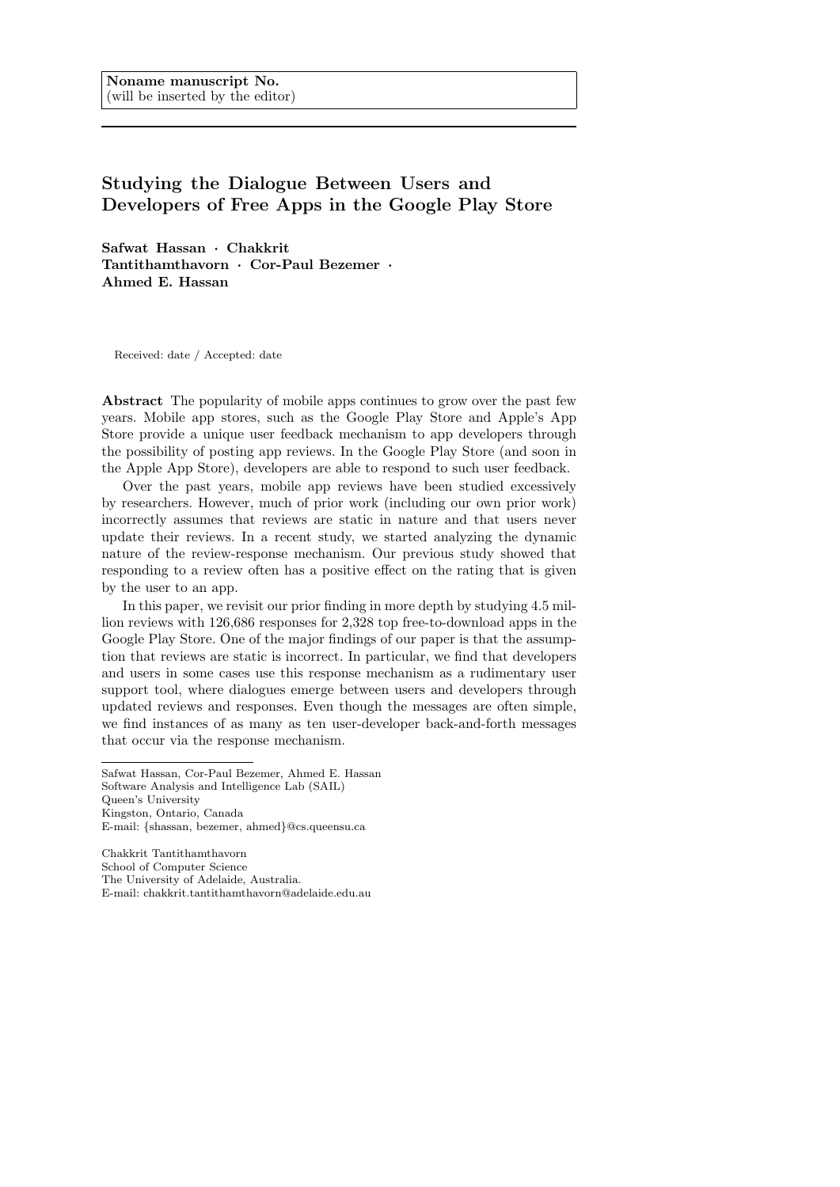**Noname manuscript No.**
(will be inserted by the editor)

# Studying the Dialogue Between Users and Developers of Free Apps in the Google Play Store

**Safwat Hassan · Chakkrit Tantithamthavorn · Cor-Paul Bezemer · Ahmed E. Hassan**

Received: date / Accepted: date

**Abstract** The popularity of mobile apps continues to grow over the past few years. Mobile app stores, such as the Google Play Store and Apple's App Store provide a unique user feedback mechanism to app developers through the possibility of posting app reviews. In the Google Play Store (and soon in the Apple App Store), developers are able to respond to such user feedback.

Over the past years, mobile app reviews have been studied excessively by researchers. However, much of prior work (including our own prior work) incorrectly assumes that reviews are static in nature and that users never update their reviews. In a recent study, we started analyzing the dynamic nature of the review-response mechanism. Our previous study showed that responding to a review often has a positive effect on the rating that is given by the user to an app.

In this paper, we revisit our prior finding in more depth by studying 4.5 million reviews with 126,686 responses for 2,328 top free-to-download apps in the Google Play Store. One of the major findings of our paper is that the assumption that reviews are static is incorrect. In particular, we find that developers and users in some cases use this response mechanism as a rudimentary user support tool, where dialogues emerge between users and developers through updated reviews and responses. Even though the messages are often simple, we find instances of as many as ten user-developer back-and-forth messages that occur via the response mechanism.

---

Safwat Hassan, Cor-Paul Bezemer, Ahmed E. Hassan
Software Analysis and Intelligence Lab (SAIL)
Queen's University
Kingston, Ontario, Canada
E-mail: {shassan, bezemer, ahmed}@cs.queensu.ca

Chakkrit Tantithamthavorn
School of Computer Science
The University of Adelaide, Australia.
E-mail: chakkrit.tantithamthavorn@adelaide.edu.au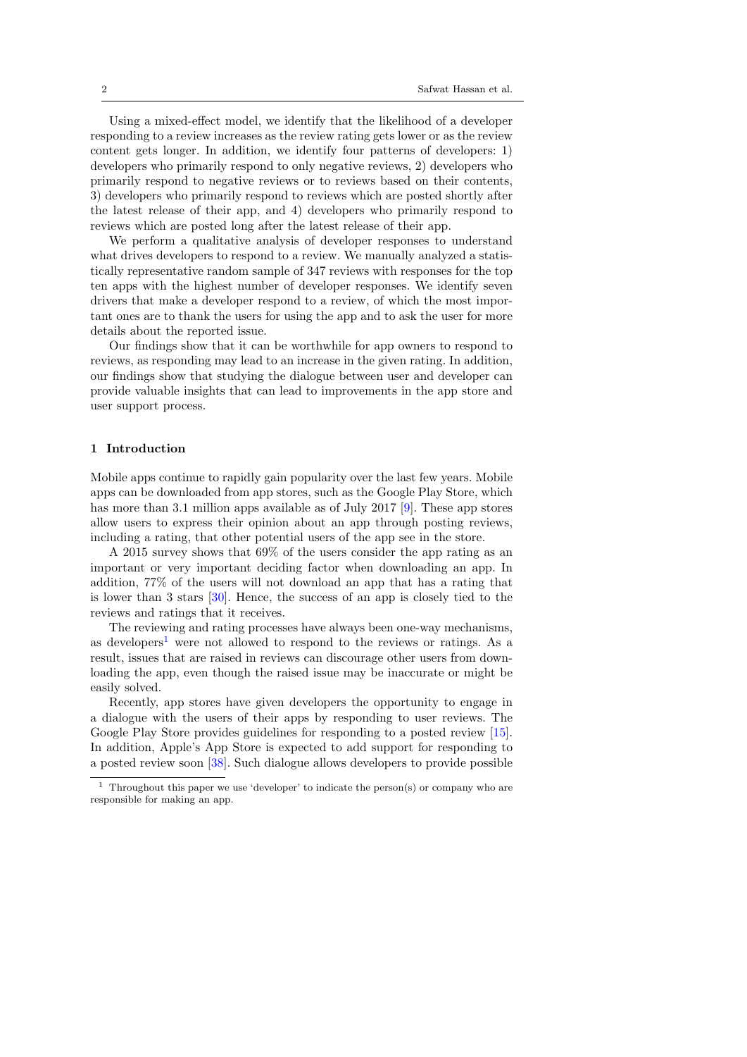Using a mixed-effect model, we identify that the likelihood of a developer responding to a review increases as the review rating gets lower or as the review content gets longer. In addition, we identify four patterns of developers: 1) developers who primarily respond to only negative reviews, 2) developers who primarily respond to negative reviews or to reviews based on their contents, 3) developers who primarily respond to reviews which are posted shortly after the latest release of their app, and 4) developers who primarily respond to reviews which are posted long after the latest release of their app.

We perform a qualitative analysis of developer responses to understand what drives developers to respond to a review. We manually analyzed a statistically representative random sample of 347 reviews with responses for the top ten apps with the highest number of developer responses. We identify seven drivers that make a developer respond to a review, of which the most important ones are to thank the users for using the app and to ask the user for more details about the reported issue.

Our findings show that it can be worthwhile for app owners to respond to reviews, as responding may lead to an increase in the given rating. In addition, our findings show that studying the dialogue between user and developer can provide valuable insights that can lead to improvements in the app store and user support process.

## 1 Introduction

Mobile apps continue to rapidly gain popularity over the last few years. Mobile apps can be downloaded from app stores, such as the Google Play Store, which has more than 3.1 million apps available as of July 2017 [9]. These app stores allow users to express their opinion about an app through posting reviews, including a rating, that other potential users of the app see in the store.

A 2015 survey shows that 69% of the users consider the app rating as an important or very important deciding factor when downloading an app. In addition, 77% of the users will not download an app that has a rating that is lower than 3 stars [30]. Hence, the success of an app is closely tied to the reviews and ratings that it receives.

The reviewing and rating processes have always been one-way mechanisms, as developers[1] were not allowed to respond to the reviews or ratings. As a result, issues that are raised in reviews can discourage other users from downloading the app, even though the raised issue may be inaccurate or might be easily solved.

Recently, app stores have given developers the opportunity to engage in a dialogue with the users of their apps by responding to user reviews. The Google Play Store provides guidelines for responding to a posted review [15]. In addition, Apple's App Store is expected to add support for responding to a posted review soon [38]. Such dialogue allows developers to provide possible

[1] Throughout this paper we use 'developer' to indicate the person(s) or company who are responsible for making an app.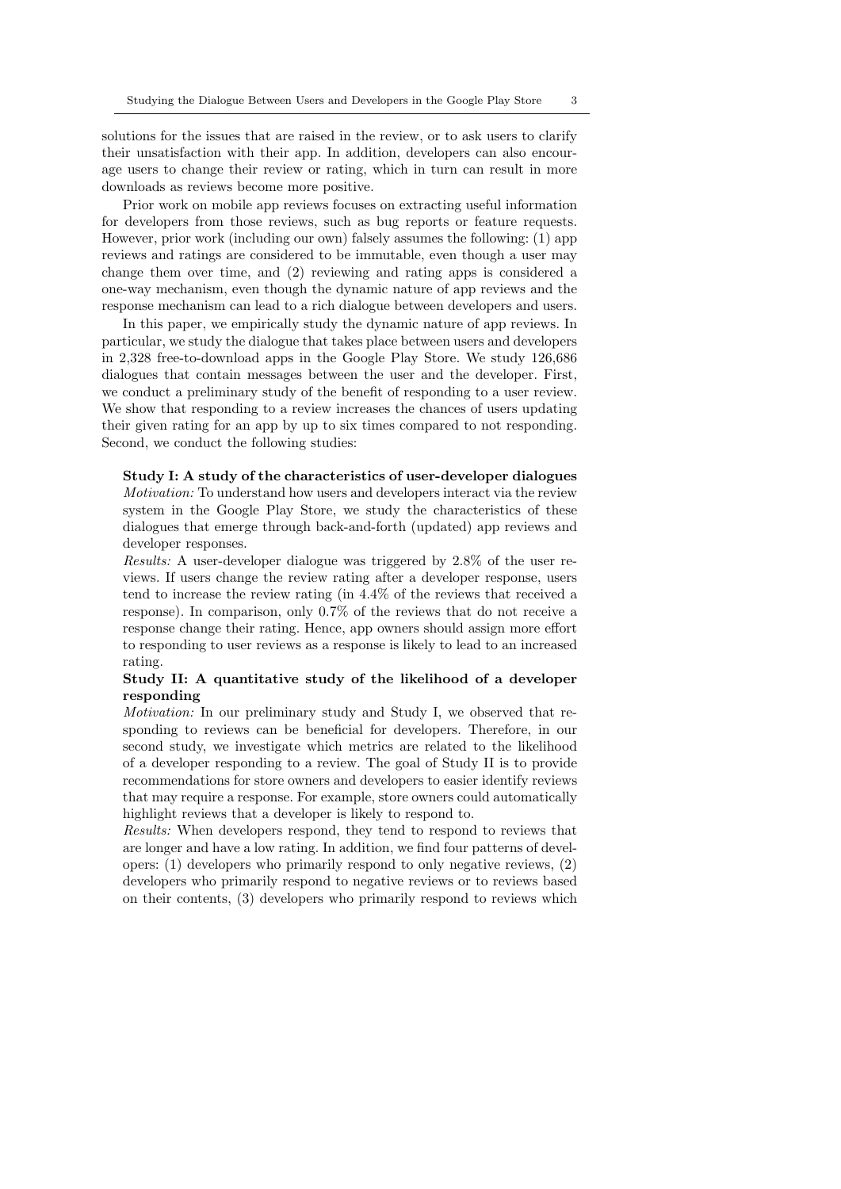solutions for the issues that are raised in the review, or to ask users to clarify their unsatisfaction with their app. In addition, developers can also encourage users to change their review or rating, which in turn can result in more downloads as reviews become more positive.

Prior work on mobile app reviews focuses on extracting useful information for developers from those reviews, such as bug reports or feature requests. However, prior work (including our own) falsely assumes the following: (1) app reviews and ratings are considered to be immutable, even though a user may change them over time, and (2) reviewing and rating apps is considered a one-way mechanism, even though the dynamic nature of app reviews and the response mechanism can lead to a rich dialogue between developers and users.

In this paper, we empirically study the dynamic nature of app reviews. In particular, we study the dialogue that takes place between users and developers in 2,328 free-to-download apps in the Google Play Store. We study 126,686 dialogues that contain messages between the user and the developer. First, we conduct a preliminary study of the benefit of responding to a user review. We show that responding to a review increases the chances of users updating their given rating for an app by up to six times compared to not responding. Second, we conduct the following studies:

**Study I: A study of the characteristics of user-developer dialogues**
*Motivation:* To understand how users and developers interact via the review system in the Google Play Store, we study the characteristics of these dialogues that emerge through back-and-forth (updated) app reviews and developer responses.
*Results:* A user-developer dialogue was triggered by 2.8% of the user reviews. If users change the review rating after a developer response, users tend to increase the review rating (in 4.4% of the reviews that received a response). In comparison, only 0.7% of the reviews that do not receive a response change their rating. Hence, app owners should assign more effort to responding to user reviews as a response is likely to lead to an increased rating.

**Study II: A quantitative study of the likelihood of a developer responding**
*Motivation:* In our preliminary study and Study I, we observed that responding to reviews can be beneficial for developers. Therefore, in our second study, we investigate which metrics are related to the likelihood of a developer responding to a review. The goal of Study II is to provide recommendations for store owners and developers to easier identify reviews that may require a response. For example, store owners could automatically highlight reviews that a developer is likely to respond to.
*Results:* When developers respond, they tend to respond to reviews that are longer and have a low rating. In addition, we find four patterns of developers: (1) developers who primarily respond to only negative reviews, (2) developers who primarily respond to negative reviews or to reviews based on their contents, (3) developers who primarily respond to reviews which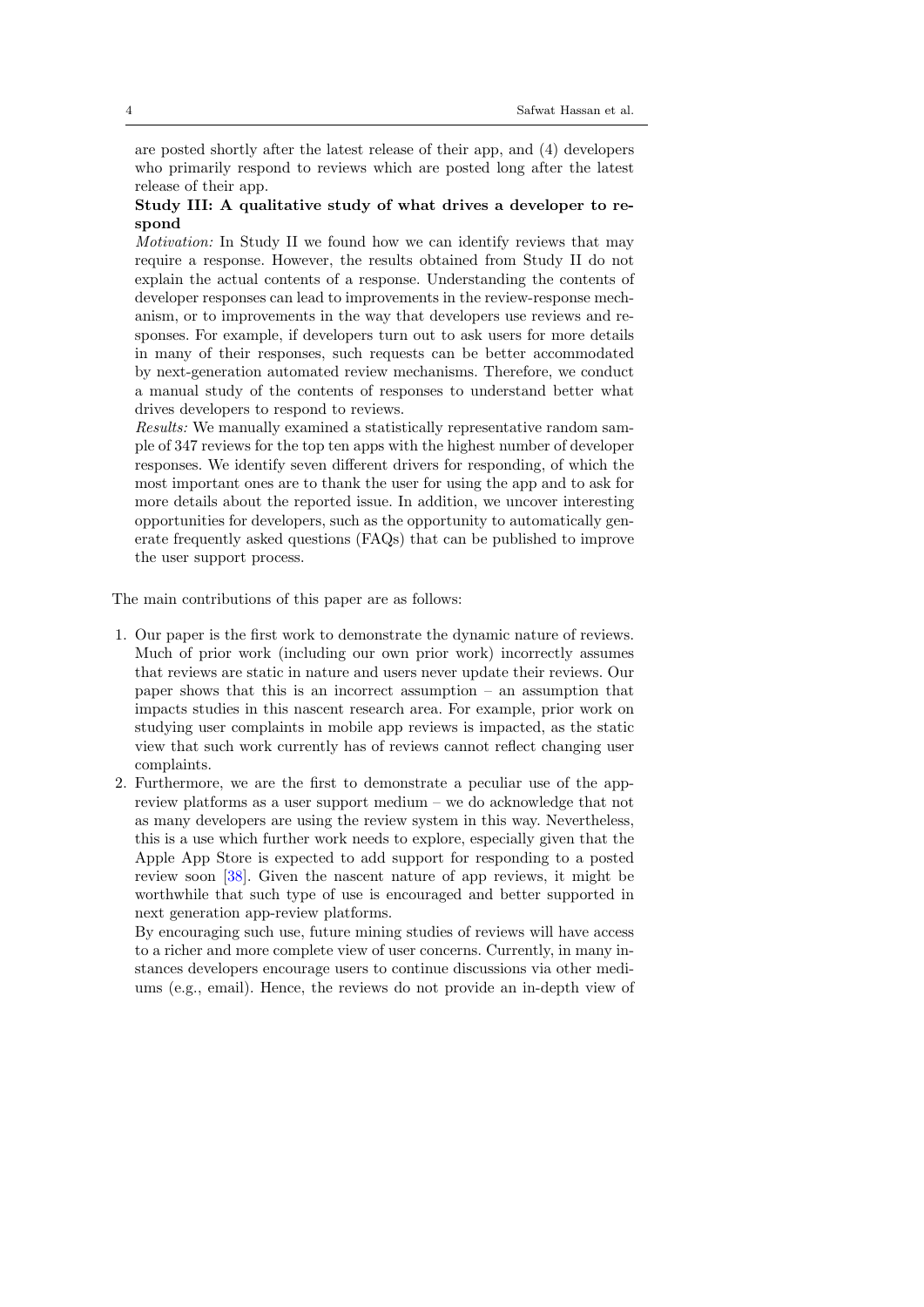are posted shortly after the latest release of their app, and (4) developers who primarily respond to reviews which are posted long after the latest release of their app.

**Study III: A qualitative study of what drives a developer to respond**

*Motivation:* In Study II we found how we can identify reviews that may require a response. However, the results obtained from Study II do not explain the actual contents of a response. Understanding the contents of developer responses can lead to improvements in the review-response mechanism, or to improvements in the way that developers use reviews and responses. For example, if developers turn out to ask users for more details in many of their responses, such requests can be better accommodated by next-generation automated review mechanisms. Therefore, we conduct a manual study of the contents of responses to understand better what drives developers to respond to reviews.

*Results:* We manually examined a statistically representative random sample of 347 reviews for the top ten apps with the highest number of developer responses. We identify seven different drivers for responding, of which the most important ones are to thank the user for using the app and to ask for more details about the reported issue. In addition, we uncover interesting opportunities for developers, such as the opportunity to automatically generate frequently asked questions (FAQs) that can be published to improve the user support process.

The main contributions of this paper are as follows:

1. Our paper is the first work to demonstrate the dynamic nature of reviews. Much of prior work (including our own prior work) incorrectly assumes that reviews are static in nature and users never update their reviews. Our paper shows that this is an incorrect assumption – an assumption that impacts studies in this nascent research area. For example, prior work on studying user complaints in mobile app reviews is impacted, as the static view that such work currently has of reviews cannot reflect changing user complaints.
2. Furthermore, we are the first to demonstrate a peculiar use of the app-review platforms as a user support medium – we do acknowledge that not as many developers are using the review system in this way. Nevertheless, this is a use which further work needs to explore, especially given that the Apple App Store is expected to add support for responding to a posted review soon [38]. Given the nascent nature of app reviews, it might be worthwhile that such type of use is encouraged and better supported in next generation app-review platforms.

   By encouraging such use, future mining studies of reviews will have access to a richer and more complete view of user concerns. Currently, in many instances developers encourage users to continue discussions via other mediums (e.g., email). Hence, the reviews do not provide an in-depth view of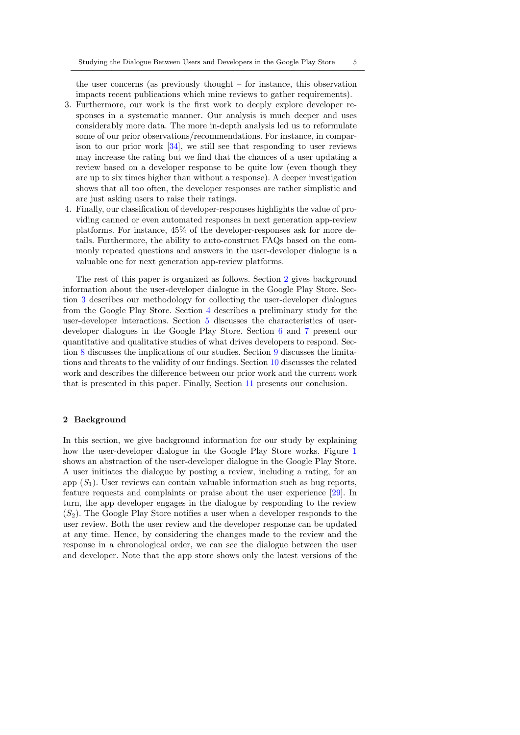the user concerns (as previously thought – for instance, this observation impacts recent publications which mine reviews to gather requirements).

3. Furthermore, our work is the first work to deeply explore developer responses in a systematic manner. Our analysis is much deeper and uses considerably more data. The more in-depth analysis led us to reformulate some of our prior observations/recommendations. For instance, in comparison to our prior work [34], we still see that responding to user reviews may increase the rating but we find that the chances of a user updating a review based on a developer response to be quite low (even though they are up to six times higher than without a response). A deeper investigation shows that all too often, the developer responses are rather simplistic and are just asking users to raise their ratings.
4. Finally, our classification of developer-responses highlights the value of providing canned or even automated responses in next generation app-review platforms. For instance, 45% of the developer-responses ask for more details. Furthermore, the ability to auto-construct FAQs based on the commonly repeated questions and answers in the user-developer dialogue is a valuable one for next generation app-review platforms.

The rest of this paper is organized as follows. Section 2 gives background information about the user-developer dialogue in the Google Play Store. Section 3 describes our methodology for collecting the user-developer dialogues from the Google Play Store. Section 4 describes a preliminary study for the user-developer interactions. Section 5 discusses the characteristics of user-developer dialogues in the Google Play Store. Section 6 and 7 present our quantitative and qualitative studies of what drives developers to respond. Section 8 discusses the implications of our studies. Section 9 discusses the limitations and threats to the validity of our findings. Section 10 discusses the related work and describes the difference between our prior work and the current work that is presented in this paper. Finally, Section 11 presents our conclusion.

## 2 Background

In this section, we give background information for our study by explaining how the user-developer dialogue in the Google Play Store works. Figure 1 shows an abstraction of the user-developer dialogue in the Google Play Store. A user initiates the dialogue by posting a review, including a rating, for an app ($S_1$). User reviews can contain valuable information such as bug reports, feature requests and complaints or praise about the user experience [29]. In turn, the app developer engages in the dialogue by responding to the review ($S_2$). The Google Play Store notifies a user when a developer responds to the user review. Both the user review and the developer response can be updated at any time. Hence, by considering the changes made to the review and the response in a chronological order, we can see the dialogue between the user and developer. Note that the app store shows only the latest versions of the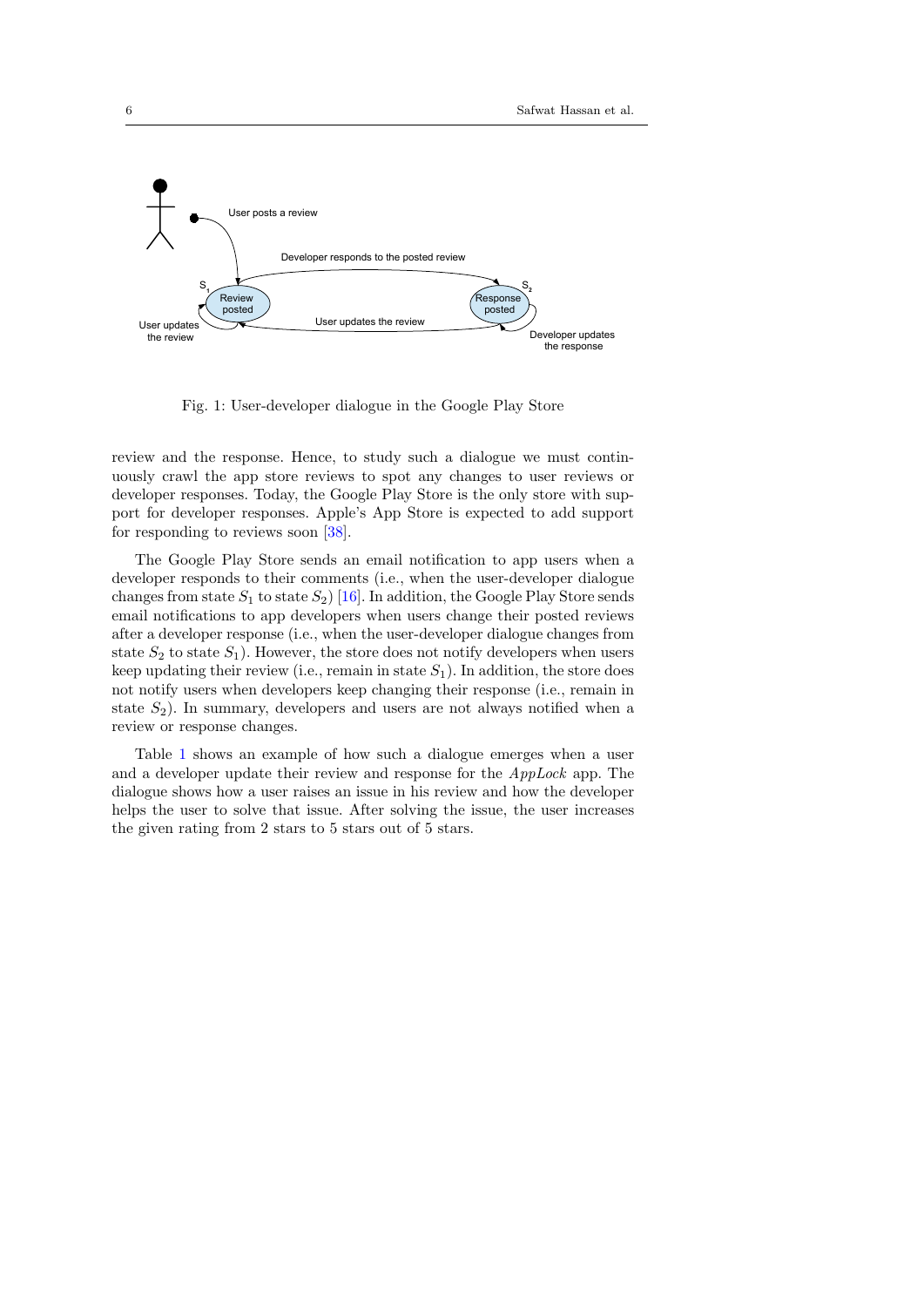Fig. 1: User-developer dialogue in the Google Play Store

review and the response. Hence, to study such a dialogue we must continuously crawl the app store reviews to spot any changes to user reviews or developer responses. Today, the Google Play Store is the only store with support for developer responses. Apple's App Store is expected to add support for responding to reviews soon [38].

The Google Play Store sends an email notification to app users when a developer responds to their comments (i.e., when the user-developer dialogue changes from state $S_1$ to state $S_2$) [16]. In addition, the Google Play Store sends email notifications to app developers when users change their posted reviews after a developer response (i.e., when the user-developer dialogue changes from state $S_2$ to state $S_1$). However, the store does not notify developers when users keep updating their review (i.e., remain in state $S_1$). In addition, the store does not notify users when developers keep changing their response (i.e., remain in state $S_2$). In summary, developers and users are not always notified when a review or response changes.

Table 1 shows an example of how such a dialogue emerges when a user and a developer update their review and response for the *AppLock* app. The dialogue shows how a user raises an issue in his review and how the developer helps the user to solve that issue. After solving the issue, the user increases the given rating from 2 stars to 5 stars out of 5 stars.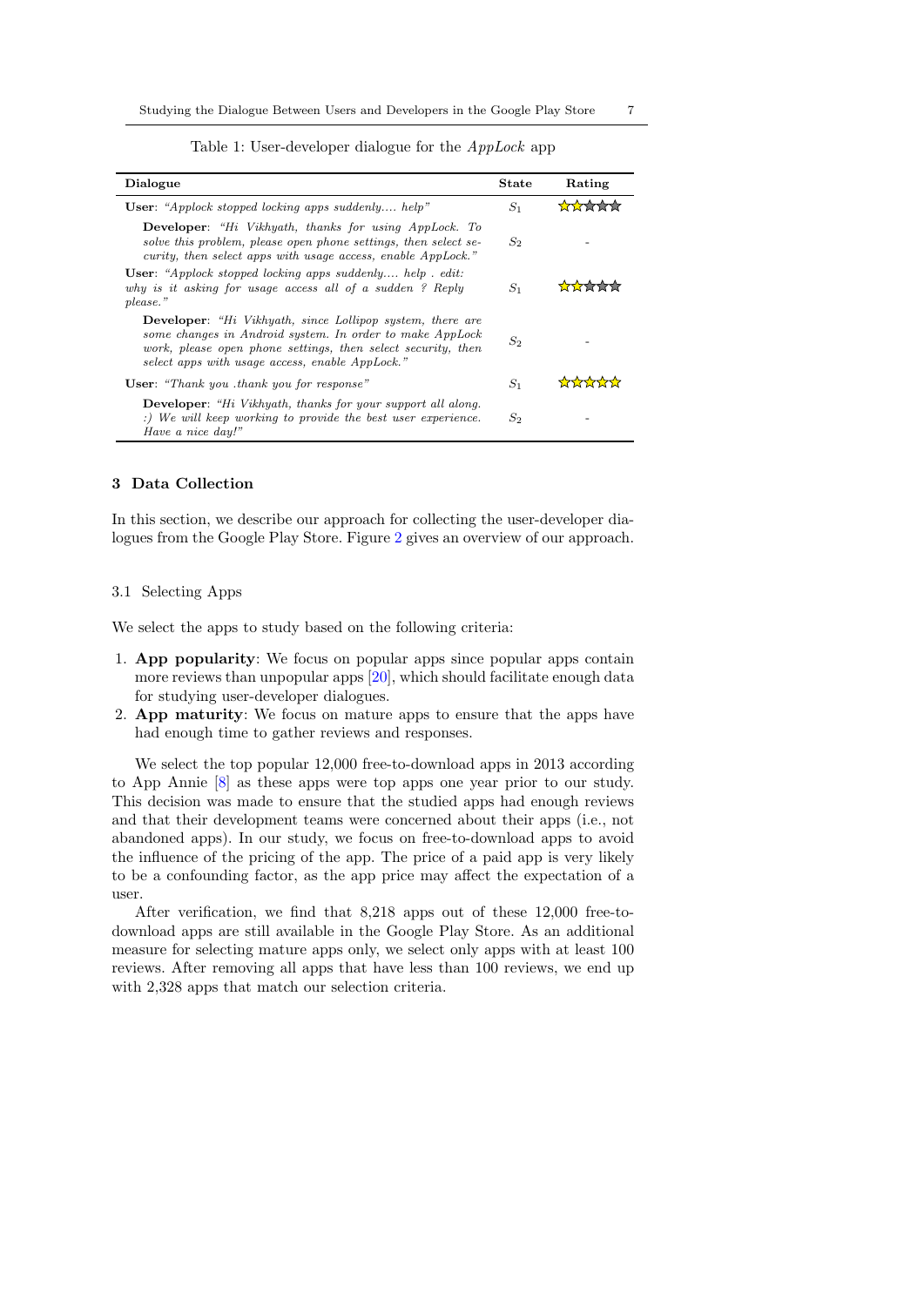Table 1: User-developer dialogue for the *AppLock* app

| Dialogue | State | Rating |
|---|---|---|
| **User**: *"Applock stopped locking apps suddenly.... help"* | $S_1$ | ★★☆☆☆ |
| **Developer**: *"Hi Vikhyath, thanks for using AppLock. To solve this problem, please open phone settings, then select security, then select apps with usage access, enable AppLock."* | $S_2$ | - |
| **User**: *"Applock stopped locking apps suddenly.... help . edit: why is it asking for usage access all of a sudden ? Reply please."* | $S_1$ | ★★☆☆☆ |
| **Developer**: *"Hi Vikhyath, since Lollipop system, there are some changes in Android system. In order to make AppLock work, please open phone settings, then select security, then select apps with usage access, enable AppLock."* | $S_2$ | - |
| **User**: *"Thank you .thank you for response"* | $S_1$ | ★★★★★ |
| **Developer**: *"Hi Vikhyath, thanks for your support all along. :) We will keep working to provide the best user experience. Have a nice day!"* | $S_2$ | - |

## 3 Data Collection

In this section, we describe our approach for collecting the user-developer dialogues from the Google Play Store. Figure 2 gives an overview of our approach.

### 3.1 Selecting Apps

We select the apps to study based on the following criteria:

1. **App popularity**: We focus on popular apps since popular apps contain more reviews than unpopular apps [20], which should facilitate enough data for studying user-developer dialogues.
2. **App maturity**: We focus on mature apps to ensure that the apps have had enough time to gather reviews and responses.

We select the top popular 12,000 free-to-download apps in 2013 according to App Annie [8] as these apps were top apps one year prior to our study. This decision was made to ensure that the studied apps had enough reviews and that their development teams were concerned about their apps (i.e., not abandoned apps). In our study, we focus on free-to-download apps to avoid the influence of the pricing of the app. The price of a paid app is very likely to be a confounding factor, as the app price may affect the expectation of a user.

After verification, we find that 8,218 apps out of these 12,000 free-to-download apps are still available in the Google Play Store. As an additional measure for selecting mature apps only, we select only apps with at least 100 reviews. After removing all apps that have less than 100 reviews, we end up with 2,328 apps that match our selection criteria.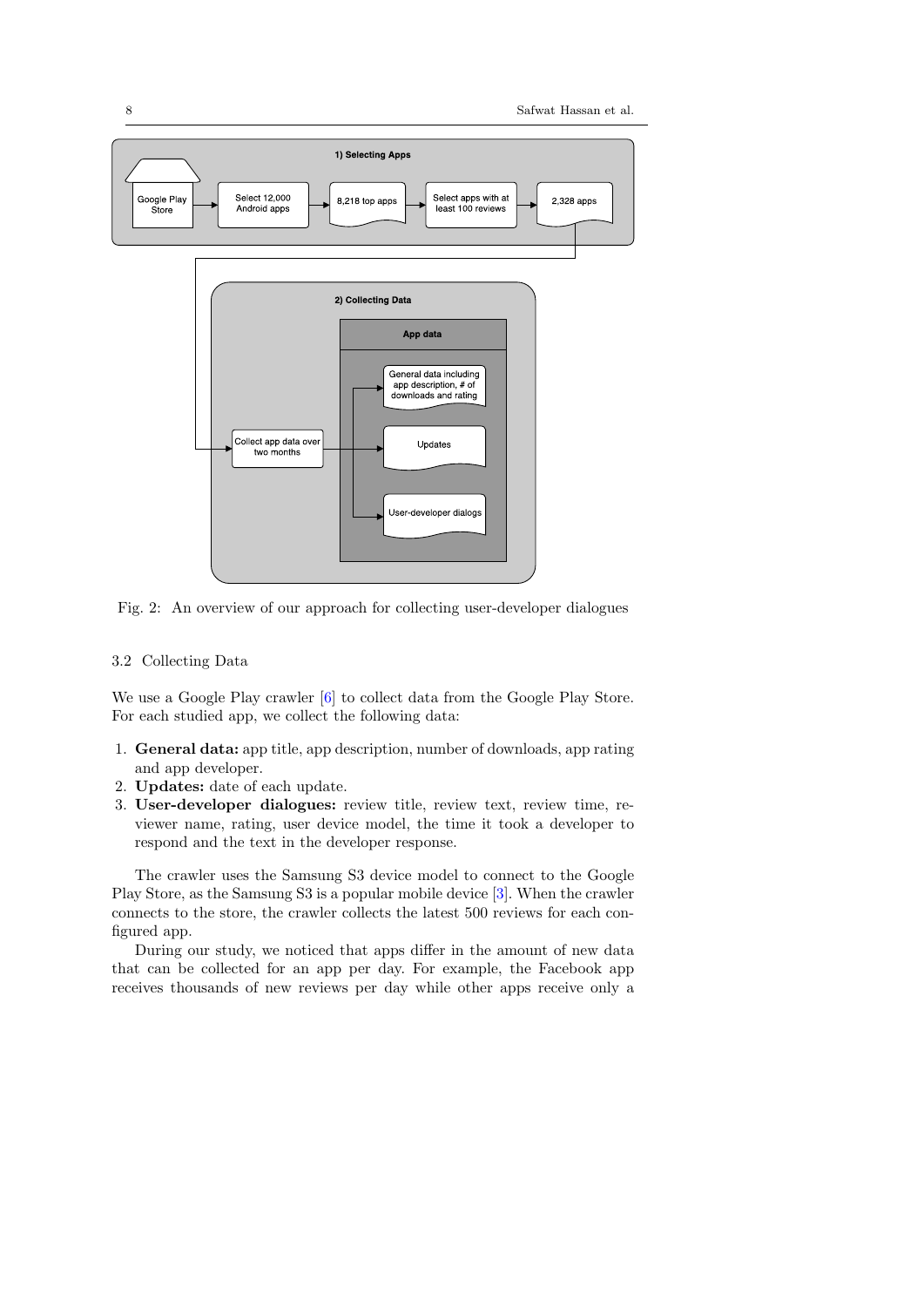Fig. 2: An overview of our approach for collecting user-developer dialogues

### 3.2 Collecting Data

We use a Google Play crawler [6] to collect data from the Google Play Store. For each studied app, we collect the following data:

1. **General data:** app title, app description, number of downloads, app rating and app developer.
2. **Updates:** date of each update.
3. **User-developer dialogues:** review title, review text, review time, reviewer name, rating, user device model, the time it took a developer to respond and the text in the developer response.

The crawler uses the Samsung S3 device model to connect to the Google Play Store, as the Samsung S3 is a popular mobile device [3]. When the crawler connects to the store, the crawler collects the latest 500 reviews for each configured app.

During our study, we noticed that apps differ in the amount of new data that can be collected for an app per day. For example, the Facebook app receives thousands of new reviews per day while other apps receive only a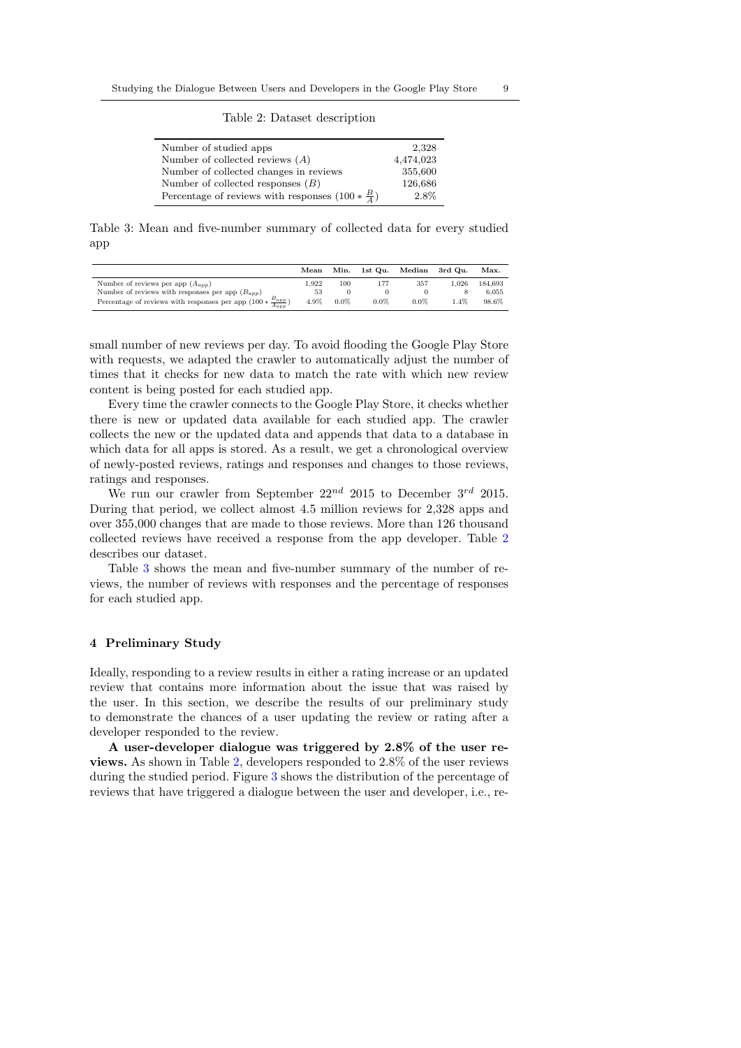Table 2: Dataset description

| | |
|---|---|
| Number of studied apps | 2,328 |
| Number of collected reviews ($A$) | 4,474,023 |
| Number of collected changes in reviews | 355,600 |
| Number of collected responses ($B$) | 126,686 |
| Percentage of reviews with responses ($100 * \frac{B}{A}$) | 2.8% |

Table 3: Mean and five-number summary of collected data for every studied app

| | Mean | Min. | 1st Qu. | Median | 3rd Qu. | Max. |
|---|---|---|---|---|---|---|
| Number of reviews per app ($A_{app}$) | 1,922 | 100 | 177 | 357 | 1,026 | 184,693 |
| Number of reviews with responses per app ($B_{app}$) | 53 | 0 | 0 | 0 | 8 | 6,055 |
| Percentage of reviews with responses per app ($100 * \frac{B_{app}}{A_{app}}$) | 4.9% | 0.0% | 0.0% | 0.0% | 1.4% | 98.6% |

small number of new reviews per day. To avoid flooding the Google Play Store with requests, we adapted the crawler to automatically adjust the number of times that it checks for new data to match the rate with which new review content is being posted for each studied app.

Every time the crawler connects to the Google Play Store, it checks whether there is new or updated data available for each studied app. The crawler collects the new or the updated data and appends that data to a database in which data for all apps is stored. As a result, we get a chronological overview of newly-posted reviews, ratings and responses and changes to those reviews, ratings and responses.

We run our crawler from September $22^{nd}$ 2015 to December $3^{rd}$ 2015. During that period, we collect almost 4.5 million reviews for 2,328 apps and over 355,000 changes that are made to those reviews. More than 126 thousand collected reviews have received a response from the app developer. Table 2 describes our dataset.

Table 3 shows the mean and five-number summary of the number of reviews, the number of reviews with responses and the percentage of responses for each studied app.

## 4 Preliminary Study

Ideally, responding to a review results in either a rating increase or an updated review that contains more information about the issue that was raised by the user. In this section, we describe the results of our preliminary study to demonstrate the chances of a user updating the review or rating after a developer responded to the review.

**A user-developer dialogue was triggered by 2.8% of the user reviews.** As shown in Table 2, developers responded to 2.8% of the user reviews during the studied period. Figure 3 shows the distribution of the percentage of reviews that have triggered a dialogue between the user and developer, i.e., re-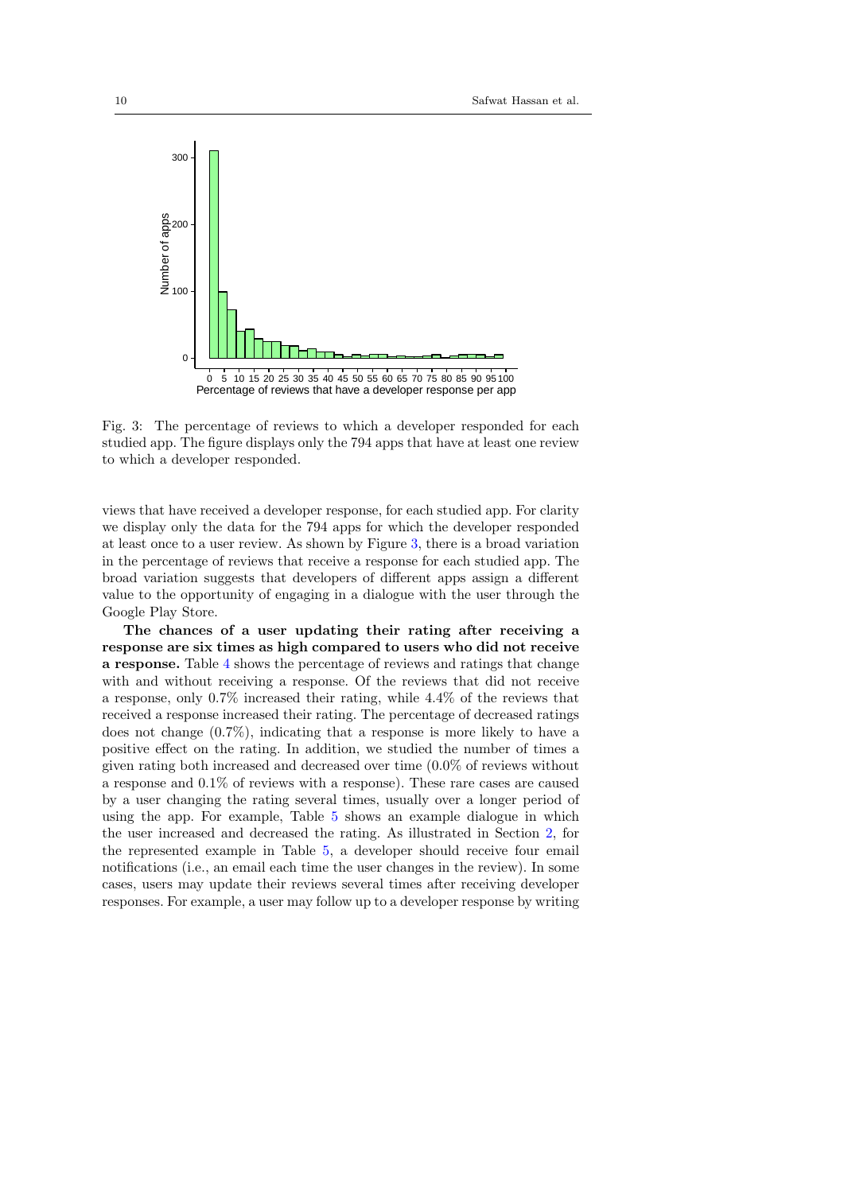Fig. 3: The percentage of reviews to which a developer responded for each studied app. The figure displays only the 794 apps that have at least one review to which a developer responded.

views that have received a developer response, for each studied app. For clarity we display only the data for the 794 apps for which the developer responded at least once to a user review. As shown by Figure 3, there is a broad variation in the percentage of reviews that receive a response for each studied app. The broad variation suggests that developers of different apps assign a different value to the opportunity of engaging in a dialogue with the user through the Google Play Store.

**The chances of a user updating their rating after receiving a response are six times as high compared to users who did not receive a response.** Table 4 shows the percentage of reviews and ratings that change with and without receiving a response. Of the reviews that did not receive a response, only 0.7% increased their rating, while 4.4% of the reviews that received a response increased their rating. The percentage of decreased ratings does not change (0.7%), indicating that a response is more likely to have a positive effect on the rating. In addition, we studied the number of times a given rating both increased and decreased over time (0.0% of reviews without a response and 0.1% of reviews with a response). These rare cases are caused by a user changing the rating several times, usually over a longer period of using the app. For example, Table 5 shows an example dialogue in which the user increased and decreased the rating. As illustrated in Section 2, for the represented example in Table 5, a developer should receive four email notifications (i.e., an email each time the user changes in the review). In some cases, users may update their reviews several times after receiving developer responses. For example, a user may follow up to a developer response by writing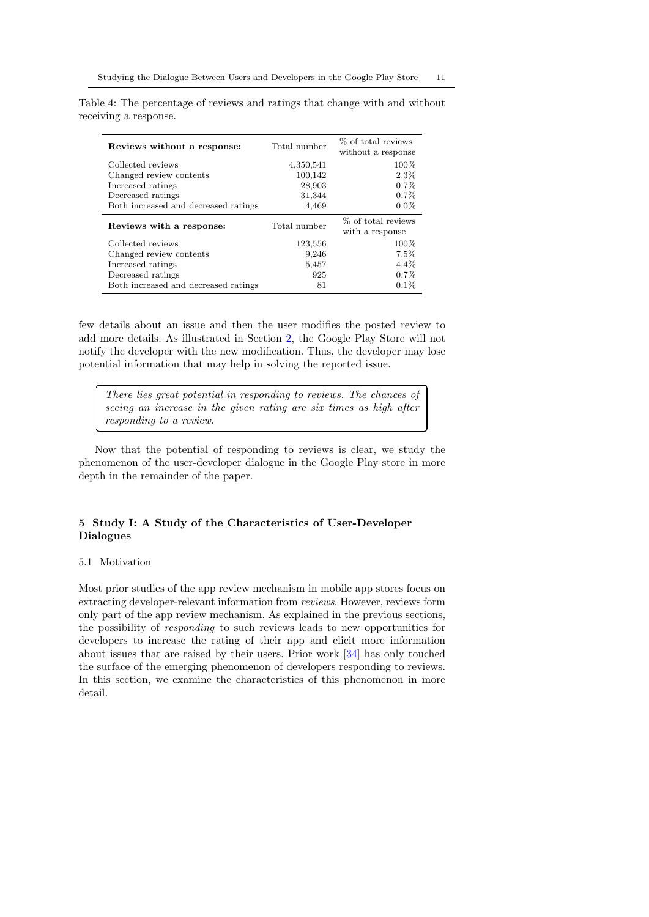Table 4: The percentage of reviews and ratings that change with and without receiving a response.

| **Reviews without a response:** | Total number | % of total reviews without a response |
|---|---|---|
| Collected reviews | 4,350,541 | 100% |
| Changed review contents | 100,142 | 2.3% |
| Increased ratings | 28,903 | 0.7% |
| Decreased ratings | 31,344 | 0.7% |
| Both increased and decreased ratings | 4,469 | 0.0% |
| **Reviews with a response:** | Total number | % of total reviews with a response |
| Collected reviews | 123,556 | 100% |
| Changed review contents | 9,246 | 7.5% |
| Increased ratings | 5,457 | 4.4% |
| Decreased ratings | 925 | 0.7% |
| Both increased and decreased ratings | 81 | 0.1% |

few details about an issue and then the user modifies the posted review to add more details. As illustrated in Section 2, the Google Play Store will not notify the developer with the new modification. Thus, the developer may lose potential information that may help in solving the reported issue.

> *There lies great potential in responding to reviews. The chances of seeing an increase in the given rating are six times as high after responding to a review.*

Now that the potential of responding to reviews is clear, we study the phenomenon of the user-developer dialogue in the Google Play store in more depth in the remainder of the paper.

## 5 Study I: A Study of the Characteristics of User-Developer Dialogues

### 5.1 Motivation

Most prior studies of the app review mechanism in mobile app stores focus on extracting developer-relevant information from *reviews*. However, reviews form only part of the app review mechanism. As explained in the previous sections, the possibility of *responding* to such reviews leads to new opportunities for developers to increase the rating of their app and elicit more information about issues that are raised by their users. Prior work [34] has only touched the surface of the emerging phenomenon of developers responding to reviews. In this section, we examine the characteristics of this phenomenon in more detail.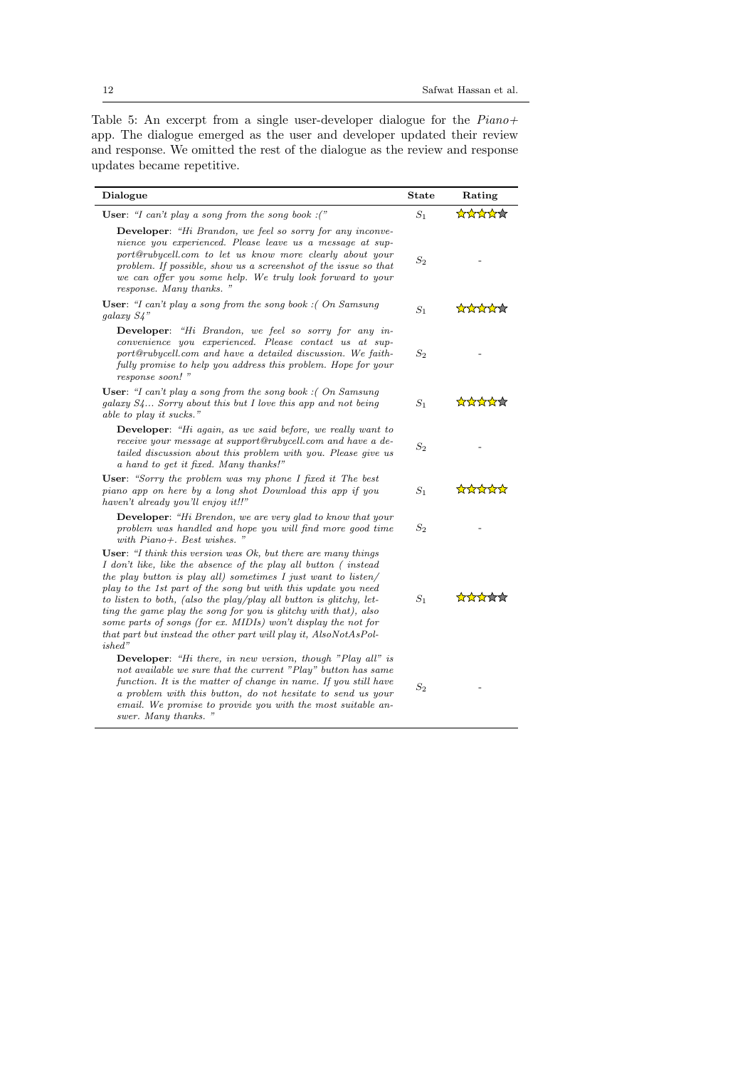Table 5: An excerpt from a single user-developer dialogue for the *Piano+* app. The dialogue emerged as the user and developer updated their review and response. We omitted the rest of the dialogue as the review and response updates became repetitive.

| Dialogue | State | Rating |
|---|---|---|
| **User**: *"I can't play a song from the song book :("* | $S_1$ | ★★★★☆ |
| **Developer**: *"Hi Brandon, we feel so sorry for any inconvenience you experienced. Please leave us a message at support@rubycell.com to let us know more clearly about your problem. If possible, show us a screenshot of the issue so that we can offer you some help. We truly look forward to your response. Many thanks. "* | $S_2$ | - |
| **User**: *"I can't play a song from the song book :( On Samsung galaxy S4"* | $S_1$ | ★★★★☆ |
| **Developer**: *"Hi Brandon, we feel so sorry for any inconvenience you experienced. Please contact us at support@rubycell.com and have a detailed discussion. We faithfully promise to help you address this problem. Hope for your response soon! "* | $S_2$ | - |
| **User**: *"I can't play a song from the song book :( On Samsung galaxy S4... Sorry about this but I love this app and not being able to play it sucks."* | $S_1$ | ★★★★☆ |
| **Developer**: *"Hi again, as we said before, we really want to receive your message at support@rubycell.com and have a detailed discussion about this problem with you. Please give us a hand to get it fixed. Many thanks!"* | $S_2$ | - |
| **User**: *"Sorry the problem was my phone I fixed it The best piano app on here by a long shot Download this app if you haven't already you'll enjoy it!!"* | $S_1$ | ★★★★★ |
| **Developer**: *"Hi Brendon, we are very glad to know that your problem was handled and hope you will find more good time with Piano+. Best wishes. "* | $S_2$ | - |
| **User**: *"I think this version was Ok, but there are many things I don't like, like the absence of the play all button ( instead the play button is play all) sometimes I just want to listen/ play to the 1st part of the song but with this update you need to listen to both, (also the play/play all button is glitchy, letting the game play the song for you is glitchy with that), also some parts of songs (for ex. MIDIs) won't display the not for that part but instead the other part will play it, AlsoNotAsPolished"* | $S_1$ | ★★★☆☆ |
| **Developer**: *"Hi there, in new version, though "Play all" is not available we sure that the current "Play" button has same function. It is the matter of change in name. If you still have a problem with this button, do not hesitate to send us your email. We promise to provide you with the most suitable answer. Many thanks. "* | $S_2$ | - |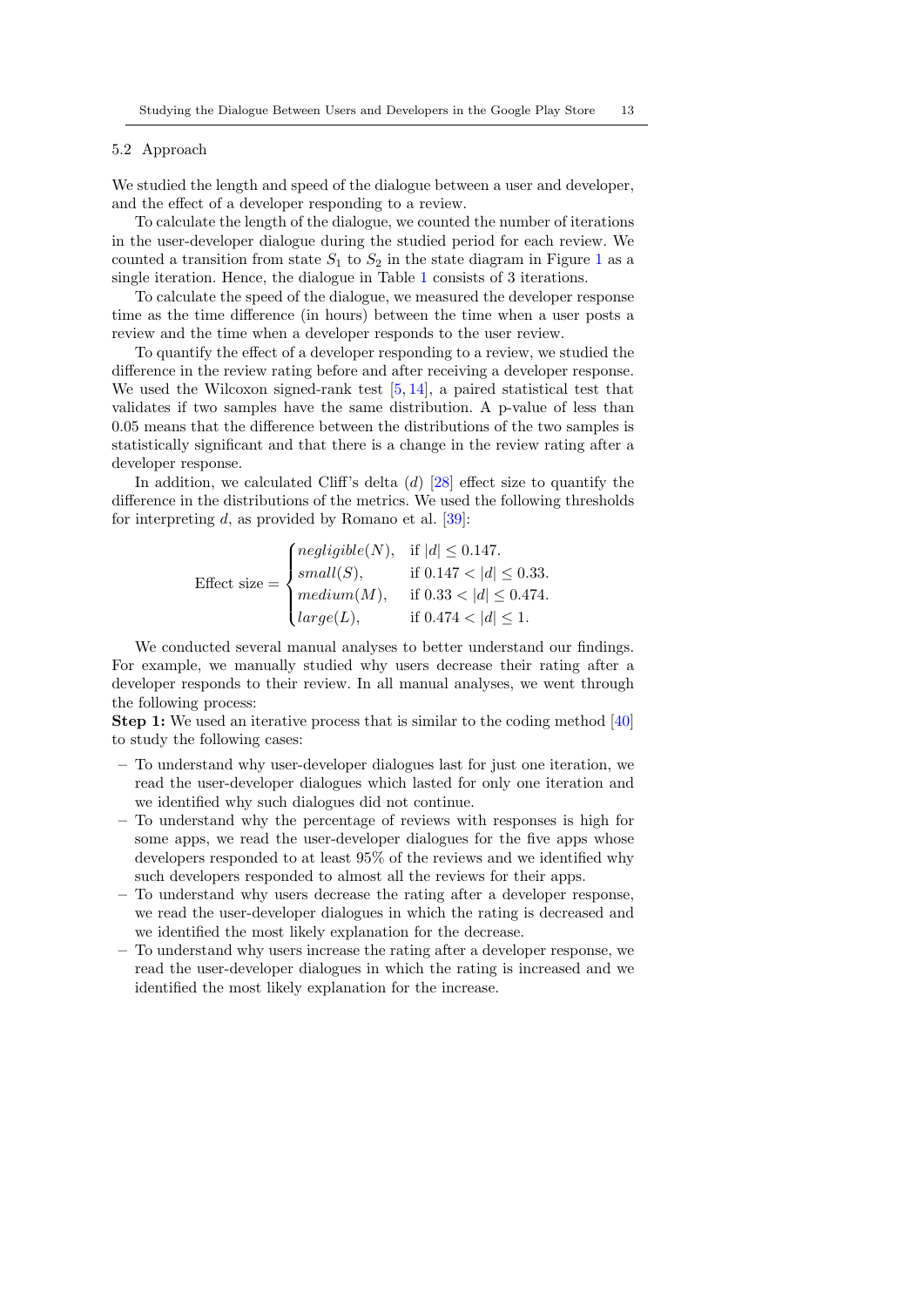### 5.2 Approach

We studied the length and speed of the dialogue between a user and developer, and the effect of a developer responding to a review.

To calculate the length of the dialogue, we counted the number of iterations in the user-developer dialogue during the studied period for each review. We counted a transition from state $S_1$ to $S_2$ in the state diagram in Figure 1 as a single iteration. Hence, the dialogue in Table 1 consists of 3 iterations.

To calculate the speed of the dialogue, we measured the developer response time as the time difference (in hours) between the time when a user posts a review and the time when a developer responds to the user review.

To quantify the effect of a developer responding to a review, we studied the difference in the review rating before and after receiving a developer response. We used the Wilcoxon signed-rank test [5, 14], a paired statistical test that validates if two samples have the same distribution. A p-value of less than 0.05 means that the difference between the distributions of the two samples is statistically significant and that there is a change in the review rating after a developer response.

In addition, we calculated Cliff's delta ($d$) [28] effect size to quantify the difference in the distributions of the metrics. We used the following thresholds for interpreting $d$, as provided by Romano et al. [39]:

$$\text{Effect size} = \begin{cases} negligible(N), & \text{if } |d| \leq 0.147. \\ small(S), & \text{if } 0.147 < |d| \leq 0.33. \\ medium(M), & \text{if } 0.33 < |d| \leq 0.474. \\ large(L), & \text{if } 0.474 < |d| \leq 1. \end{cases}$$

We conducted several manual analyses to better understand our findings. For example, we manually studied why users decrease their rating after a developer responds to their review. In all manual analyses, we went through the following process:

**Step 1:** We used an iterative process that is similar to the coding method [40] to study the following cases:

- To understand why user-developer dialogues last for just one iteration, we read the user-developer dialogues which lasted for only one iteration and we identified why such dialogues did not continue.
- To understand why the percentage of reviews with responses is high for some apps, we read the user-developer dialogues for the five apps whose developers responded to at least 95% of the reviews and we identified why such developers responded to almost all the reviews for their apps.
- To understand why users decrease the rating after a developer response, we read the user-developer dialogues in which the rating is decreased and we identified the most likely explanation for the decrease.
- To understand why users increase the rating after a developer response, we read the user-developer dialogues in which the rating is increased and we identified the most likely explanation for the increase.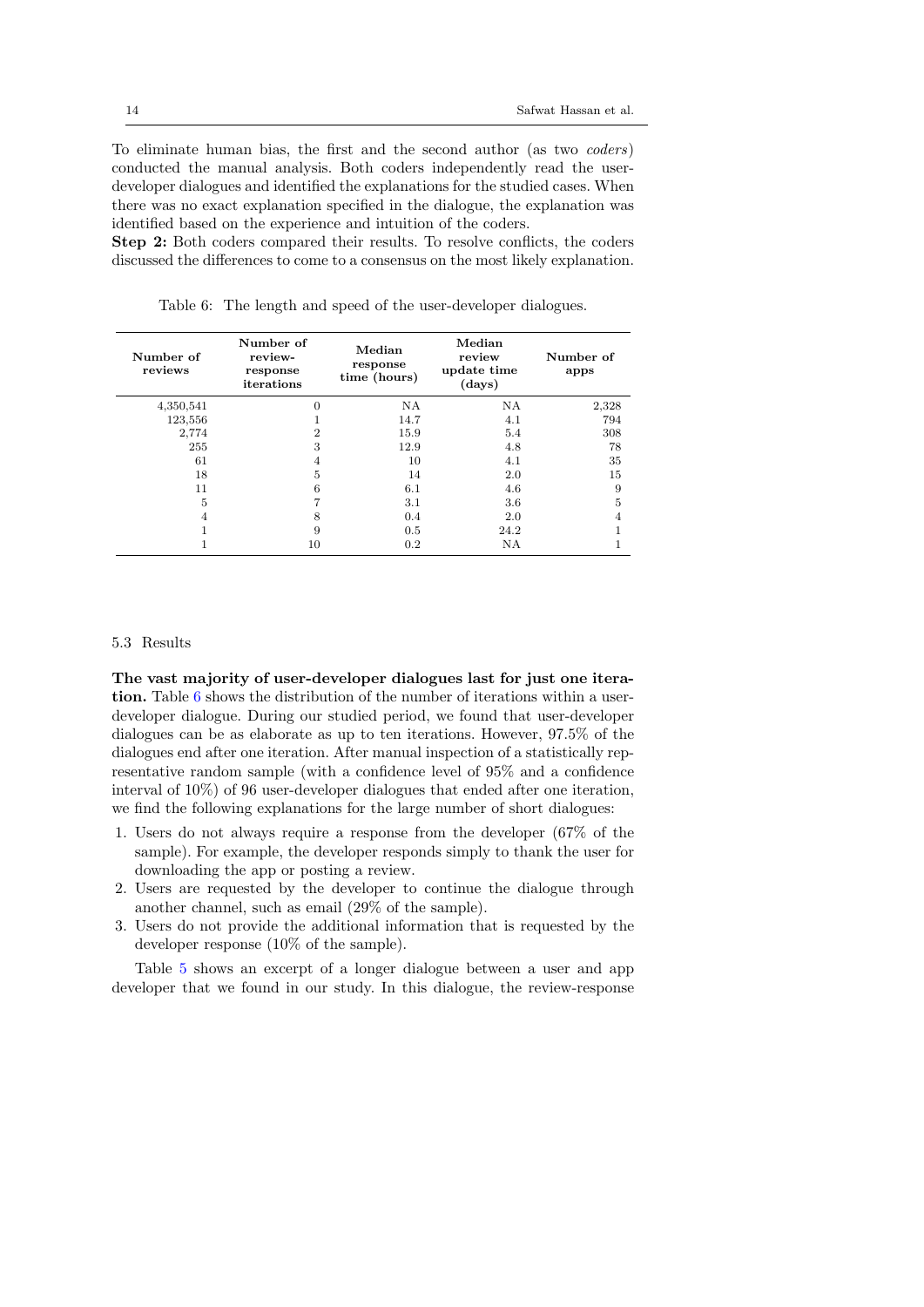To eliminate human bias, the first and the second author (as two *coders*) conducted the manual analysis. Both coders independently read the user-developer dialogues and identified the explanations for the studied cases. When there was no exact explanation specified in the dialogue, the explanation was identified based on the experience and intuition of the coders.

**Step 2:** Both coders compared their results. To resolve conflicts, the coders discussed the differences to come to a consensus on the most likely explanation.

Table 6: The length and speed of the user-developer dialogues.

| Number of reviews | Number of review-response iterations | Median response time (hours) | Median review update time (days) | Number of apps |
|---|---|---|---|---|
| 4,350,541 | 0 | NA | NA | 2,328 |
| 123,556 | 1 | 14.7 | 4.1 | 794 |
| 2,774 | 2 | 15.9 | 5.4 | 308 |
| 255 | 3 | 12.9 | 4.8 | 78 |
| 61 | 4 | 10 | 4.1 | 35 |
| 18 | 5 | 14 | 2.0 | 15 |
| 11 | 6 | 6.1 | 4.6 | 9 |
| 5 | 7 | 3.1 | 3.6 | 5 |
| 4 | 8 | 0.4 | 2.0 | 4 |
| 1 | 9 | 0.5 | 24.2 | 1 |
| 1 | 10 | 0.2 | NA | 1 |

### 5.3 Results

**The vast majority of user-developer dialogues last for just one iteration.** Table 6 shows the distribution of the number of iterations within a user-developer dialogue. During our studied period, we found that user-developer dialogues can be as elaborate as up to ten iterations. However, 97.5% of the dialogues end after one iteration. After manual inspection of a statistically representative random sample (with a confidence level of 95% and a confidence interval of 10%) of 96 user-developer dialogues that ended after one iteration, we find the following explanations for the large number of short dialogues:

1. Users do not always require a response from the developer (67% of the sample). For example, the developer responds simply to thank the user for downloading the app or posting a review.
2. Users are requested by the developer to continue the dialogue through another channel, such as email (29% of the sample).
3. Users do not provide the additional information that is requested by the developer response (10% of the sample).

Table 5 shows an excerpt of a longer dialogue between a user and app developer that we found in our study. In this dialogue, the review-response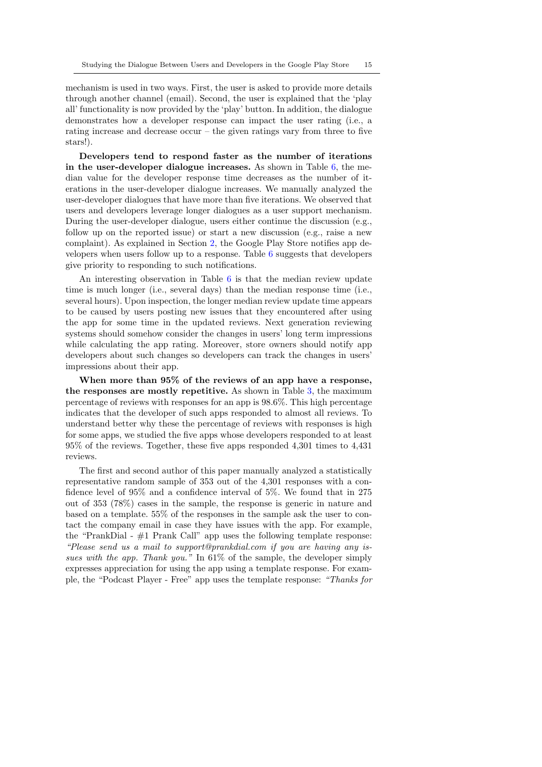mechanism is used in two ways. First, the user is asked to provide more details through another channel (email). Second, the user is explained that the 'play all' functionality is now provided by the 'play' button. In addition, the dialogue demonstrates how a developer response can impact the user rating (i.e., a rating increase and decrease occur – the given ratings vary from three to five stars!).

**Developers tend to respond faster as the number of iterations in the user-developer dialogue increases.** As shown in Table 6, the median value for the developer response time decreases as the number of iterations in the user-developer dialogue increases. We manually analyzed the user-developer dialogues that have more than five iterations. We observed that users and developers leverage longer dialogues as a user support mechanism. During the user-developer dialogue, users either continue the discussion (e.g., follow up on the reported issue) or start a new discussion (e.g., raise a new complaint). As explained in Section 2, the Google Play Store notifies app developers when users follow up to a response. Table 6 suggests that developers give priority to responding to such notifications.

An interesting observation in Table 6 is that the median review update time is much longer (i.e., several days) than the median response time (i.e., several hours). Upon inspection, the longer median review update time appears to be caused by users posting new issues that they encountered after using the app for some time in the updated reviews. Next generation reviewing systems should somehow consider the changes in users' long term impressions while calculating the app rating. Moreover, store owners should notify app developers about such changes so developers can track the changes in users' impressions about their app.

**When more than 95% of the reviews of an app have a response, the responses are mostly repetitive.** As shown in Table 3, the maximum percentage of reviews with responses for an app is 98.6%. This high percentage indicates that the developer of such apps responded to almost all reviews. To understand better why these the percentage of reviews with responses is high for some apps, we studied the five apps whose developers responded to at least 95% of the reviews. Together, these five apps responded 4,301 times to 4,431 reviews.

The first and second author of this paper manually analyzed a statistically representative random sample of 353 out of the 4,301 responses with a confidence level of 95% and a confidence interval of 5%. We found that in 275 out of 353 (78%) cases in the sample, the response is generic in nature and based on a template. 55% of the responses in the sample ask the user to contact the company email in case they have issues with the app. For example, the "PrankDial - #1 Prank Call" app uses the following template response: *"Please send us a mail to support@prankdial.com if you are having any issues with the app. Thank you."* In 61% of the sample, the developer simply expresses appreciation for using the app using a template response. For example, the "Podcast Player - Free" app uses the template response: *"Thanks for*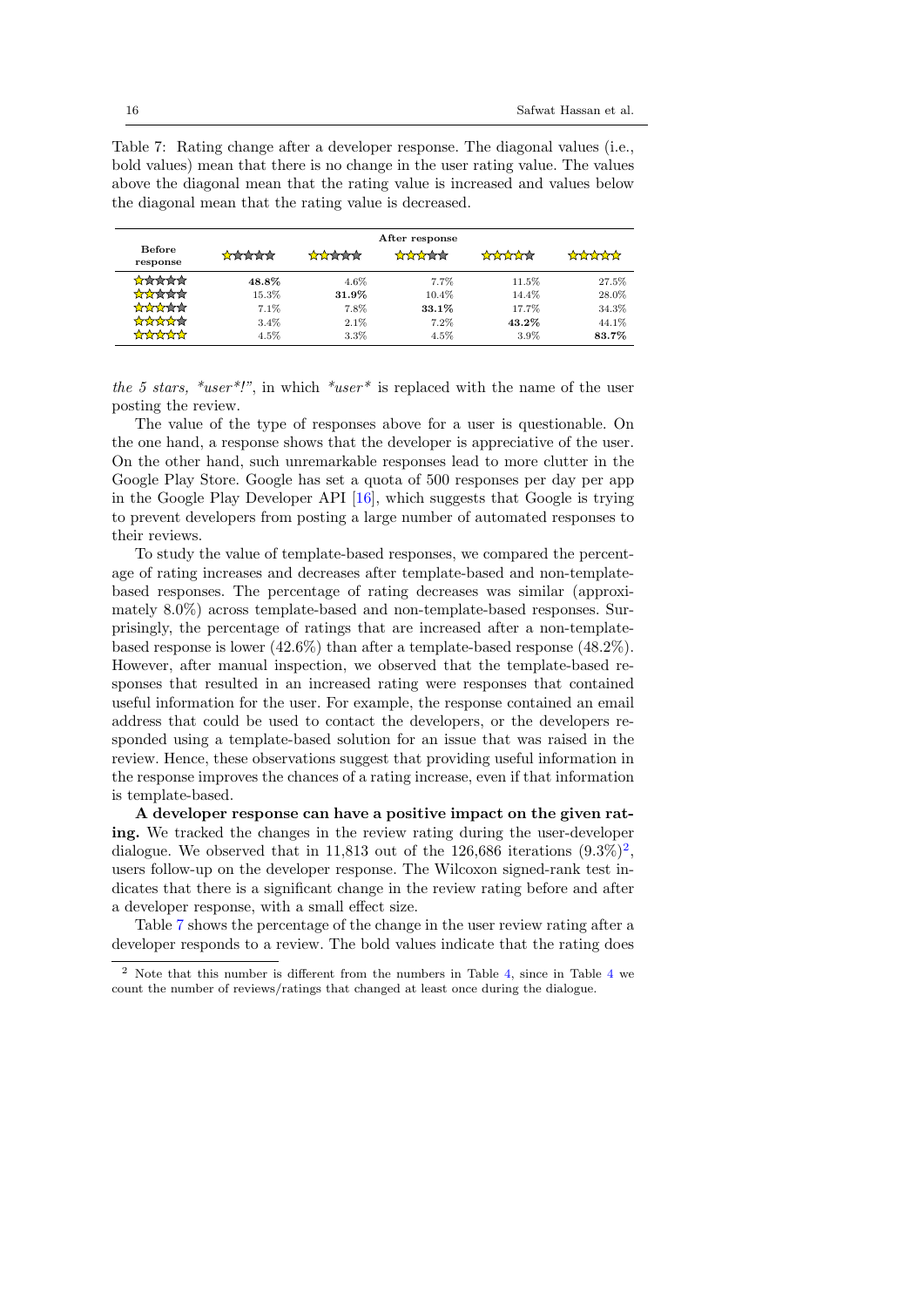Table 7: Rating change after a developer response. The diagonal values (i.e., bold values) mean that there is no change in the user rating value. The values above the diagonal mean that the rating value is increased and values below the diagonal mean that the rating value is decreased.

| Before response | After response: ★☆☆☆☆ | ★★☆☆☆ | ★★★☆☆ | ★★★★☆ | ★★★★★ |
|---|---|---|---|---|---|
| ★☆☆☆☆ | **48.8%** | 4.6% | 7.7% | 11.5% | 27.5% |
| ★★☆☆☆ | 15.3% | **31.9%** | 10.4% | 14.4% | 28.0% |
| ★★★☆☆ | 7.1% | 7.8% | **33.1%** | 17.7% | 34.3% |
| ★★★★☆ | 3.4% | 2.1% | 7.2% | **43.2%** | 44.1% |
| ★★★★★ | 4.5% | 3.3% | 4.5% | 3.9% | **83.7%** |

*the 5 stars, *user*!"*, in which **user** is replaced with the name of the user posting the review.

The value of the type of responses above for a user is questionable. On the one hand, a response shows that the developer is appreciative of the user. On the other hand, such unremarkable responses lead to more clutter in the Google Play Store. Google has set a quota of 500 responses per day per app in the Google Play Developer API [16], which suggests that Google is trying to prevent developers from posting a large number of automated responses to their reviews.

To study the value of template-based responses, we compared the percentage of rating increases and decreases after template-based and non-template-based responses. The percentage of rating decreases was similar (approximately 8.0%) across template-based and non-template-based responses. Surprisingly, the percentage of ratings that are increased after a non-template-based response is lower (42.6%) than after a template-based response (48.2%). However, after manual inspection, we observed that the template-based responses that resulted in an increased rating were responses that contained useful information for the user. For example, the response contained an email address that could be used to contact the developers, or the developers responded using a template-based solution for an issue that was raised in the review. Hence, these observations suggest that providing useful information in the response improves the chances of a rating increase, even if that information is template-based.

**A developer response can have a positive impact on the given rating.** We tracked the changes in the review rating during the user-developer dialogue. We observed that in 11,813 out of the 126,686 iterations (9.3%)[2], users follow-up on the developer response. The Wilcoxon signed-rank test indicates that there is a significant change in the review rating before and after a developer response, with a small effect size.

Table 7 shows the percentage of the change in the user review rating after a developer responds to a review. The bold values indicate that the rating does

[2] Note that this number is different from the numbers in Table 4, since in Table 4 we count the number of reviews/ratings that changed at least once during the dialogue.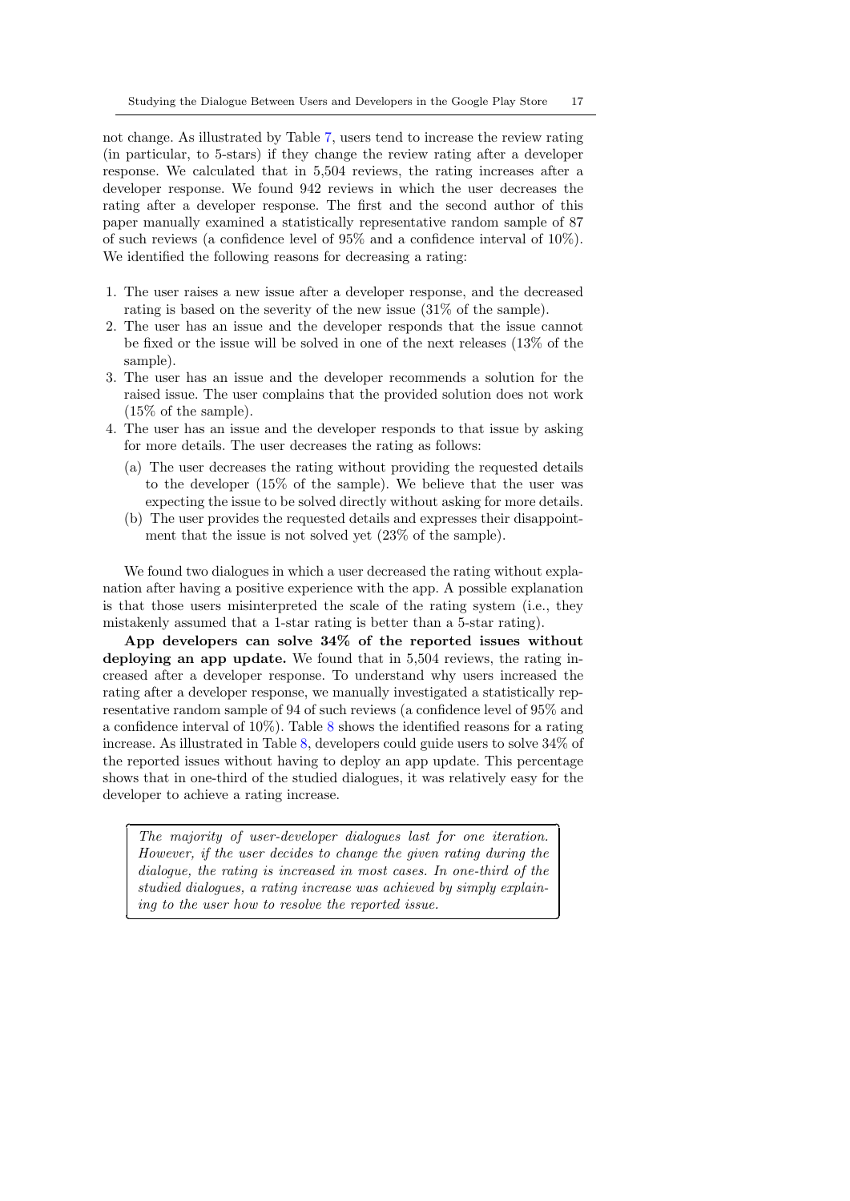not change. As illustrated by Table 7, users tend to increase the review rating (in particular, to 5-stars) if they change the review rating after a developer response. We calculated that in 5,504 reviews, the rating increases after a developer response. We found 942 reviews in which the user decreases the rating after a developer response. The first and the second author of this paper manually examined a statistically representative random sample of 87 of such reviews (a confidence level of 95% and a confidence interval of 10%). We identified the following reasons for decreasing a rating:

1. The user raises a new issue after a developer response, and the decreased rating is based on the severity of the new issue (31% of the sample).
2. The user has an issue and the developer responds that the issue cannot be fixed or the issue will be solved in one of the next releases (13% of the sample).
3. The user has an issue and the developer recommends a solution for the raised issue. The user complains that the provided solution does not work (15% of the sample).
4. The user has an issue and the developer responds to that issue by asking for more details. The user decreases the rating as follows:
   (a) The user decreases the rating without providing the requested details to the developer (15% of the sample). We believe that the user was expecting the issue to be solved directly without asking for more details.
   (b) The user provides the requested details and expresses their disappointment that the issue is not solved yet (23% of the sample).

We found two dialogues in which a user decreased the rating without explanation after having a positive experience with the app. A possible explanation is that those users misinterpreted the scale of the rating system (i.e., they mistakenly assumed that a 1-star rating is better than a 5-star rating).

**App developers can solve 34% of the reported issues without deploying an app update.** We found that in 5,504 reviews, the rating increased after a developer response. To understand why users increased the rating after a developer response, we manually investigated a statistically representative random sample of 94 of such reviews (a confidence level of 95% and a confidence interval of 10%). Table 8 shows the identified reasons for a rating increase. As illustrated in Table 8, developers could guide users to solve 34% of the reported issues without having to deploy an app update. This percentage shows that in one-third of the studied dialogues, it was relatively easy for the developer to achieve a rating increase.

> *The majority of user-developer dialogues last for one iteration. However, if the user decides to change the given rating during the dialogue, the rating is increased in most cases. In one-third of the studied dialogues, a rating increase was achieved by simply explaining to the user how to resolve the reported issue.*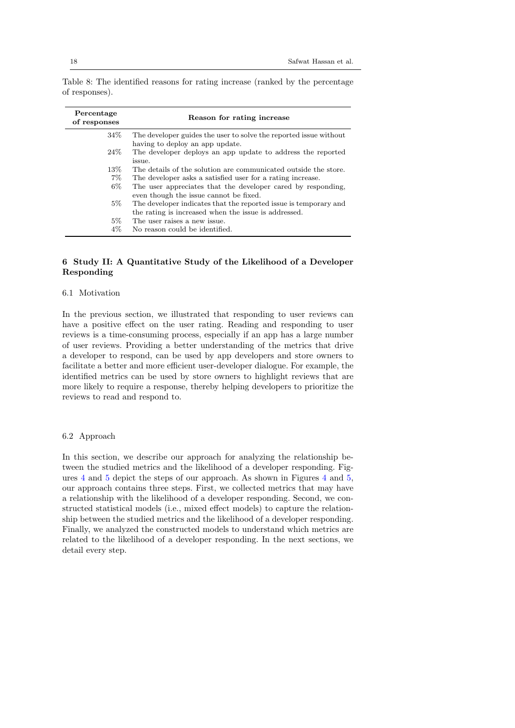Table 8: The identified reasons for rating increase (ranked by the percentage of responses).

| Percentage of responses | Reason for rating increase |
|---|---|
| 34% | The developer guides the user to solve the reported issue without having to deploy an app update. |
| 24% | The developer deploys an app update to address the reported issue. |
| 13% | The details of the solution are communicated outside the store. |
| 7% | The developer asks a satisfied user for a rating increase. |
| 6% | The user appreciates that the developer cared by responding, even though the issue cannot be fixed. |
| 5% | The developer indicates that the reported issue is temporary and the rating is increased when the issue is addressed. |
| 5% | The user raises a new issue. |
| 4% | No reason could be identified. |

## 6 Study II: A Quantitative Study of the Likelihood of a Developer Responding

### 6.1 Motivation

In the previous section, we illustrated that responding to user reviews can have a positive effect on the user rating. Reading and responding to user reviews is a time-consuming process, especially if an app has a large number of user reviews. Providing a better understanding of the metrics that drive a developer to respond, can be used by app developers and store owners to facilitate a better and more efficient user-developer dialogue. For example, the identified metrics can be used by store owners to highlight reviews that are more likely to require a response, thereby helping developers to prioritize the reviews to read and respond to.

### 6.2 Approach

In this section, we describe our approach for analyzing the relationship between the studied metrics and the likelihood of a developer responding. Figures 4 and 5 depict the steps of our approach. As shown in Figures 4 and 5, our approach contains three steps. First, we collected metrics that may have a relationship with the likelihood of a developer responding. Second, we constructed statistical models (i.e., mixed effect models) to capture the relationship between the studied metrics and the likelihood of a developer responding. Finally, we analyzed the constructed models to understand which metrics are related to the likelihood of a developer responding. In the next sections, we detail every step.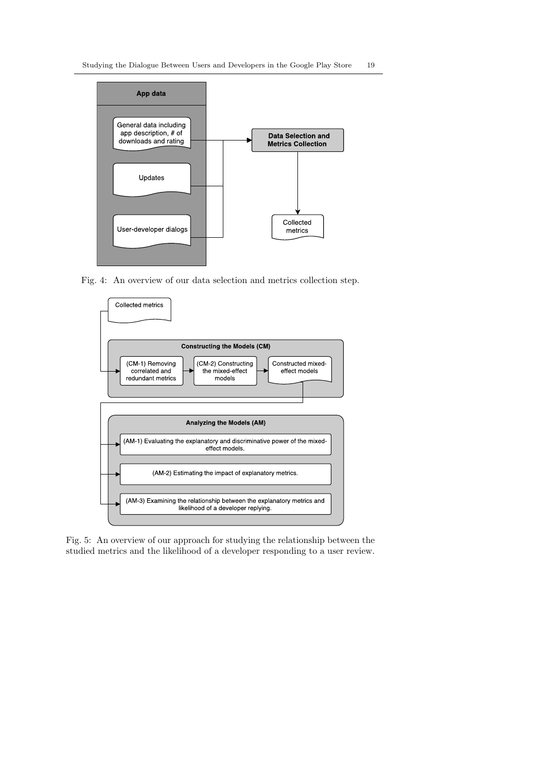Fig. 4: An overview of our data selection and metrics collection step.

Fig. 5: An overview of our approach for studying the relationship between the studied metrics and the likelihood of a developer responding to a user review.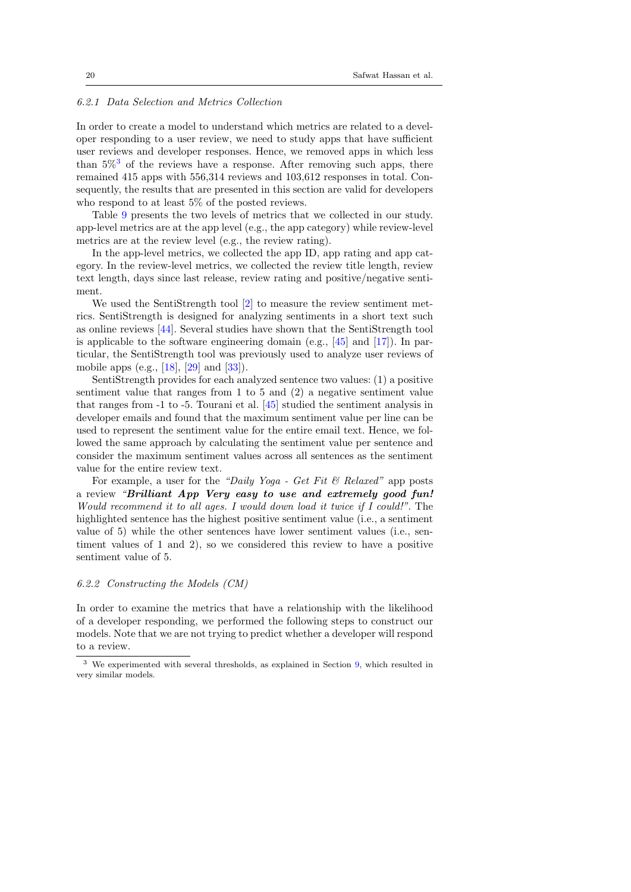#### 6.2.1 Data Selection and Metrics Collection

In order to create a model to understand which metrics are related to a developer responding to a user review, we need to study apps that have sufficient user reviews and developer responses. Hence, we removed apps in which less than 5%[3] of the reviews have a response. After removing such apps, there remained 415 apps with 556,314 reviews and 103,612 responses in total. Consequently, the results that are presented in this section are valid for developers who respond to at least 5% of the posted reviews.

Table 9 presents the two levels of metrics that we collected in our study. app-level metrics are at the app level (e.g., the app category) while review-level metrics are at the review level (e.g., the review rating).

In the app-level metrics, we collected the app ID, app rating and app category. In the review-level metrics, we collected the review title length, review text length, days since last release, review rating and positive/negative sentiment.

We used the SentiStrength tool [2] to measure the review sentiment metrics. SentiStrength is designed for analyzing sentiments in a short text such as online reviews [44]. Several studies have shown that the SentiStrength tool is applicable to the software engineering domain (e.g., [45] and [17]). In particular, the SentiStrength tool was previously used to analyze user reviews of mobile apps (e.g., [18], [29] and [33]).

SentiStrength provides for each analyzed sentence two values: (1) a positive sentiment value that ranges from 1 to 5 and (2) a negative sentiment value that ranges from -1 to -5. Tourani et al. [45] studied the sentiment analysis in developer emails and found that the maximum sentiment value per line can be used to represent the sentiment value for the entire email text. Hence, we followed the same approach by calculating the sentiment value per sentence and consider the maximum sentiment values across all sentences as the sentiment value for the entire review text.

For example, a user for the *"Daily Yoga - Get Fit & Relaxed"* app posts a review *"**Brilliant App Very easy to use and extremely good fun!** Would recommend it to all ages. I would down load it twice if I could!"*. The highlighted sentence has the highest positive sentiment value (i.e., a sentiment value of 5) while the other sentences have lower sentiment values (i.e., sentiment values of 1 and 2), so we considered this review to have a positive sentiment value of 5.

#### 6.2.2 Constructing the Models (CM)

In order to examine the metrics that have a relationship with the likelihood of a developer responding, we performed the following steps to construct our models. Note that we are not trying to predict whether a developer will respond to a review.

[3] We experimented with several thresholds, as explained in Section 9, which resulted in very similar models.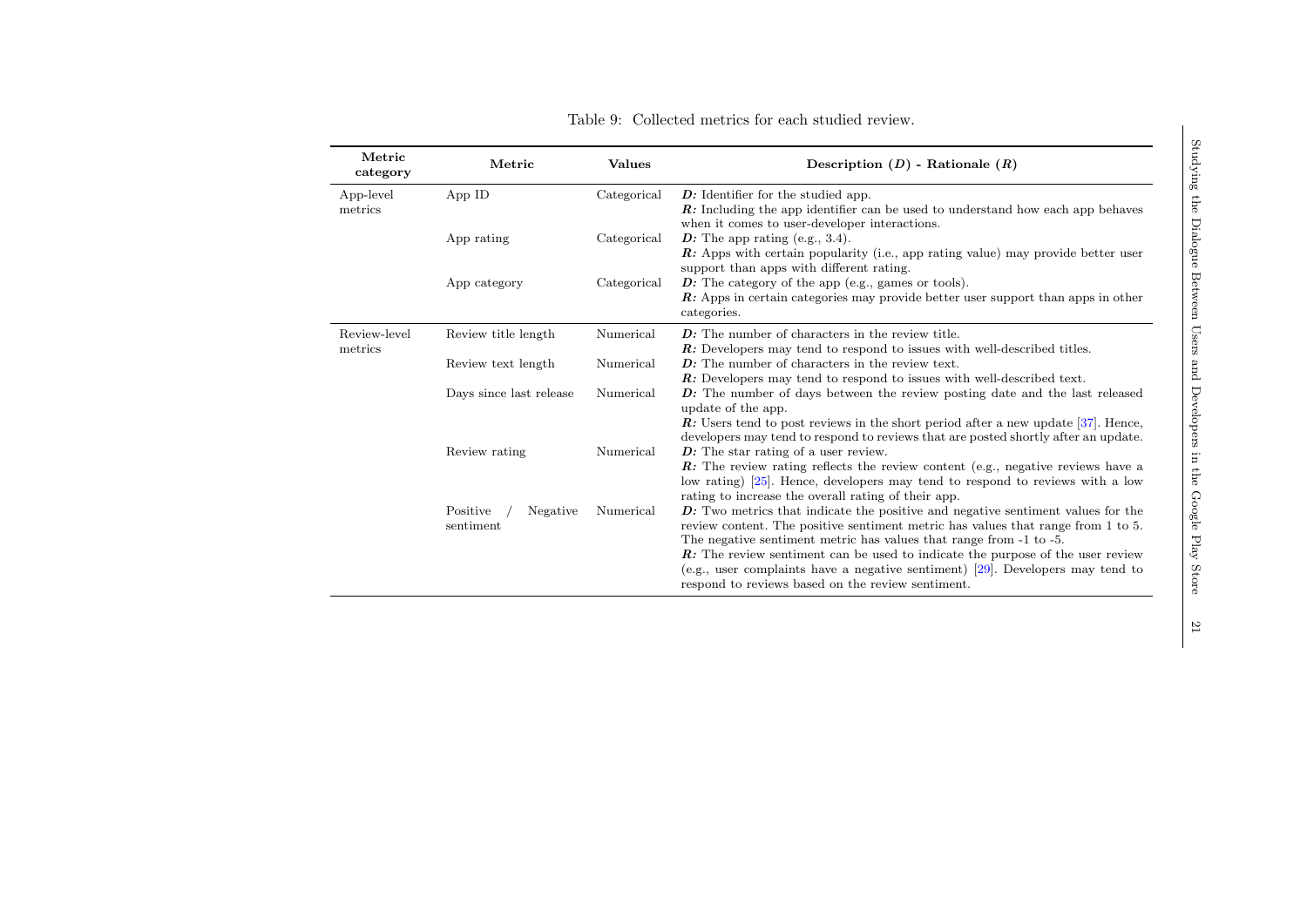Table 9: Collected metrics for each studied review.

| Metric category | Metric | Values | Description (*D*) - Rationale (*R*) |
| --- | --- | --- | --- |
| App-level metrics | App ID | Categorical | ***D:*** Identifier for the studied app.<br>***R:*** Including the app identifier can be used to understand how each app behaves when it comes to user-developer interactions. |
| | App rating | Categorical | ***D:*** The app rating (e.g., 3.4).<br>***R:*** Apps with certain popularity (i.e., app rating value) may provide better user support than apps with different rating. |
| | App category | Categorical | ***D:*** The category of the app (e.g., games or tools).<br>***R:*** Apps in certain categories may provide better user support than apps in other categories. |
| Review-level metrics | Review title length | Numerical | ***D:*** The number of characters in the review title.<br>***R:*** Developers may tend to respond to issues with well-described titles. |
| | Review text length | Numerical | ***D:*** The number of characters in the review text.<br>***R:*** Developers may tend to respond to issues with well-described text. |
| | Days since last release | Numerical | ***D:*** The number of days between the review posting date and the last released update of the app.<br>***R:*** Users tend to post reviews in the short period after a new update [37]. Hence, developers may tend to respond to reviews that are posted shortly after an update. |
| | Review rating | Numerical | ***D:*** The star rating of a user review.<br>***R:*** The review rating reflects the review content (e.g., negative reviews have a low rating) [25]. Hence, developers may tend to respond to reviews with a low rating to increase the overall rating of their app. |
| | Positive / Negative sentiment | Numerical | ***D:*** Two metrics that indicate the positive and negative sentiment values for the review content. The positive sentiment metric has values that range from 1 to 5. The negative sentiment metric has values that range from -1 to -5.<br>***R:*** The review sentiment can be used to indicate the purpose of the user review (e.g., user complaints have a negative sentiment) [29]. Developers may tend to respond to reviews based on the review sentiment. |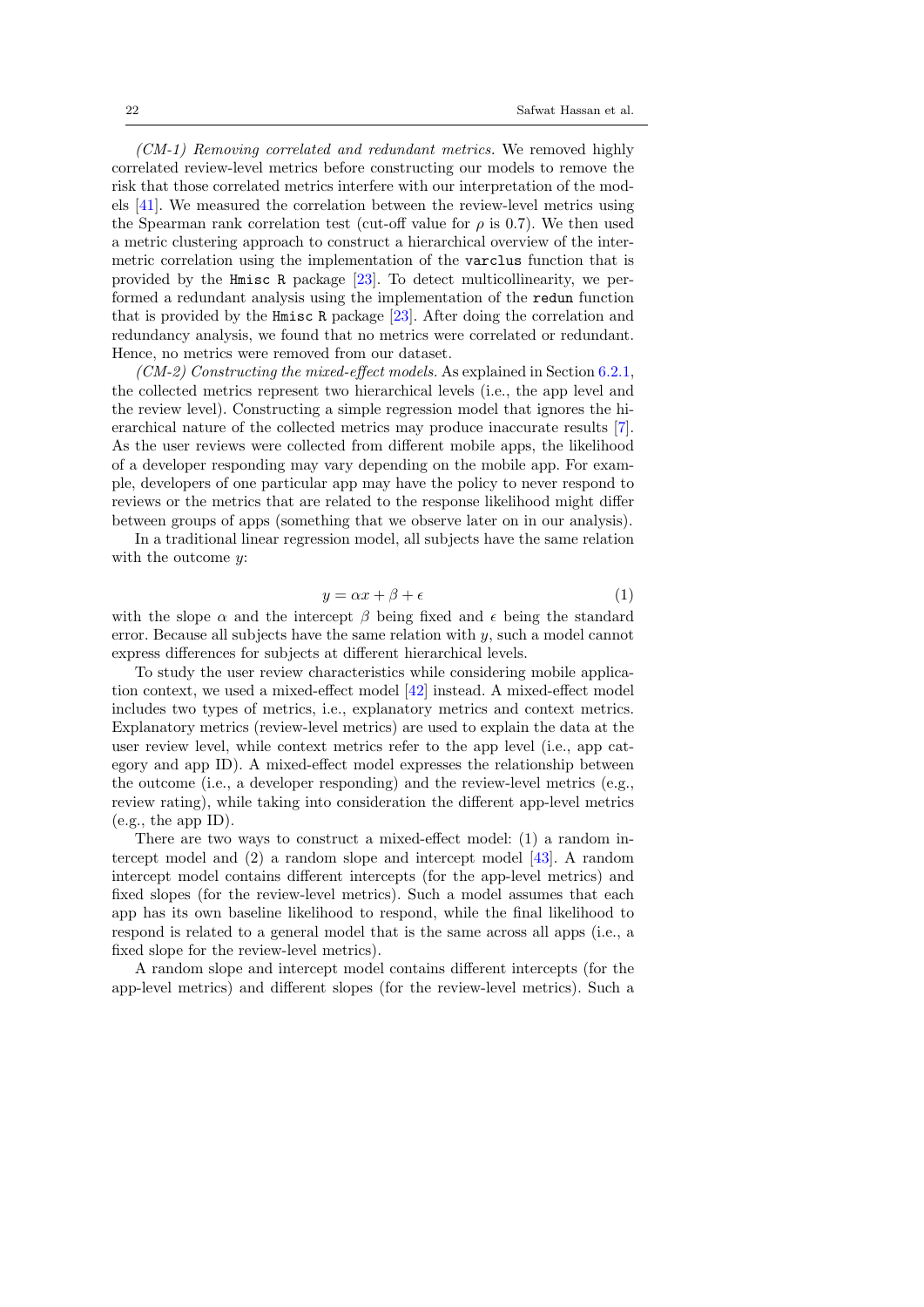*(CM-1) Removing correlated and redundant metrics.* We removed highly correlated review-level metrics before constructing our models to remove the risk that those correlated metrics interfere with our interpretation of the models [41]. We measured the correlation between the review-level metrics using the Spearman rank correlation test (cut-off value for $\rho$ is 0.7). We then used a metric clustering approach to construct a hierarchical overview of the inter-metric correlation using the implementation of the `varclus` function that is provided by the `Hmisc R` package [23]. To detect multicollinearity, we performed a redundant analysis using the implementation of the `redun` function that is provided by the `Hmisc R` package [23]. After doing the correlation and redundancy analysis, we found that no metrics were correlated or redundant. Hence, no metrics were removed from our dataset.

*(CM-2) Constructing the mixed-effect models.* As explained in Section 6.2.1, the collected metrics represent two hierarchical levels (i.e., the app level and the review level). Constructing a simple regression model that ignores the hierarchical nature of the collected metrics may produce inaccurate results [7]. As the user reviews were collected from different mobile apps, the likelihood of a developer responding may vary depending on the mobile app. For example, developers of one particular app may have the policy to never respond to reviews or the metrics that are related to the response likelihood might differ between groups of apps (something that we observe later on in our analysis).

In a traditional linear regression model, all subjects have the same relation with the outcome $y$:

$$y = \alpha x + \beta + \epsilon \tag{1}$$

with the slope $\alpha$ and the intercept $\beta$ being fixed and $\epsilon$ being the standard error. Because all subjects have the same relation with $y$, such a model cannot express differences for subjects at different hierarchical levels.

To study the user review characteristics while considering mobile application context, we used a mixed-effect model [42] instead. A mixed-effect model includes two types of metrics, i.e., explanatory metrics and context metrics. Explanatory metrics (review-level metrics) are used to explain the data at the user review level, while context metrics refer to the app level (i.e., app category and app ID). A mixed-effect model expresses the relationship between the outcome (i.e., a developer responding) and the review-level metrics (e.g., review rating), while taking into consideration the different app-level metrics (e.g., the app ID).

There are two ways to construct a mixed-effect model: (1) a random intercept model and (2) a random slope and intercept model [43]. A random intercept model contains different intercepts (for the app-level metrics) and fixed slopes (for the review-level metrics). Such a model assumes that each app has its own baseline likelihood to respond, while the final likelihood to respond is related to a general model that is the same across all apps (i.e., a fixed slope for the review-level metrics).

A random slope and intercept model contains different intercepts (for the app-level metrics) and different slopes (for the review-level metrics). Such a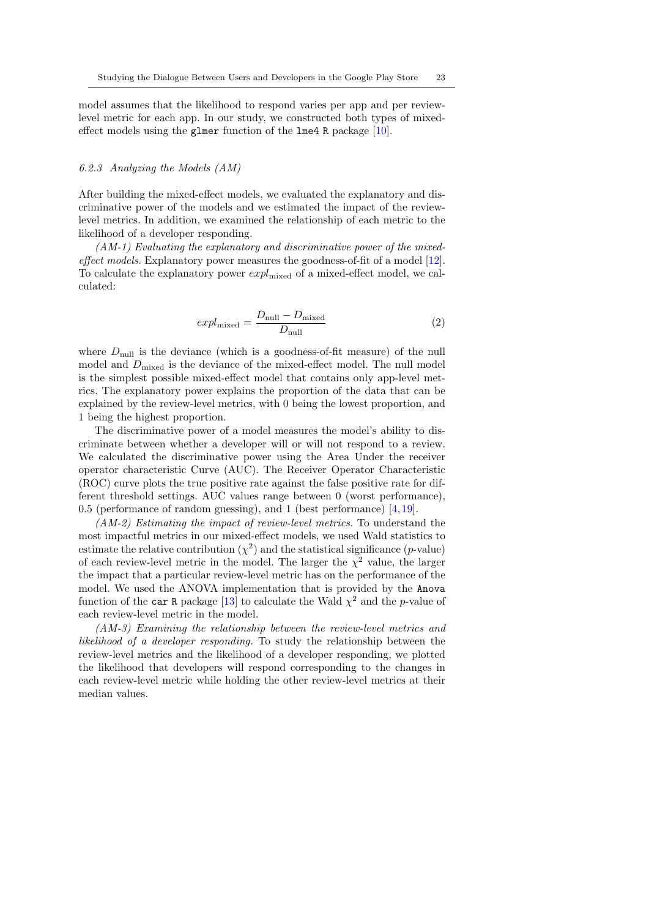model assumes that the likelihood to respond varies per app and per review-level metric for each app. In our study, we constructed both types of mixed-effect models using the `glmer` function of the `lme4 R` package [10].

#### 6.2.3 Analyzing the Models (AM)

After building the mixed-effect models, we evaluated the explanatory and discriminative power of the models and we estimated the impact of the review-level metrics. In addition, we examined the relationship of each metric to the likelihood of a developer responding.

*(AM-1) Evaluating the explanatory and discriminative power of the mixed-effect models.* Explanatory power measures the goodness-of-fit of a model [12]. To calculate the explanatory power $expl_{\text{mixed}}$ of a mixed-effect model, we calculated:

$$expl_{\text{mixed}} = \frac{D_{\text{null}} - D_{\text{mixed}}}{D_{\text{null}}} \tag{2}$$

where $D_{\text{null}}$ is the deviance (which is a goodness-of-fit measure) of the null model and $D_{\text{mixed}}$ is the deviance of the mixed-effect model. The null model is the simplest possible mixed-effect model that contains only app-level metrics. The explanatory power explains the proportion of the data that can be explained by the review-level metrics, with 0 being the lowest proportion, and 1 being the highest proportion.

The discriminative power of a model measures the model's ability to discriminate between whether a developer will or will not respond to a review. We calculated the discriminative power using the Area Under the receiver operator characteristic Curve (AUC). The Receiver Operator Characteristic (ROC) curve plots the true positive rate against the false positive rate for different threshold settings. AUC values range between 0 (worst performance), 0.5 (performance of random guessing), and 1 (best performance) [4,19].

*(AM-2) Estimating the impact of review-level metrics.* To understand the most impactful metrics in our mixed-effect models, we used Wald statistics to estimate the relative contribution ($\chi^2$) and the statistical significance ($p$-value) of each review-level metric in the model. The larger the $\chi^2$ value, the larger the impact that a particular review-level metric has on the performance of the model. We used the ANOVA implementation that is provided by the `Anova` function of the `car R` package [13] to calculate the Wald $\chi^2$ and the $p$-value of each review-level metric in the model.

*(AM-3) Examining the relationship between the review-level metrics and likelihood of a developer responding.* To study the relationship between the review-level metrics and the likelihood of a developer responding, we plotted the likelihood that developers will respond corresponding to the changes in each review-level metric while holding the other review-level metrics at their median values.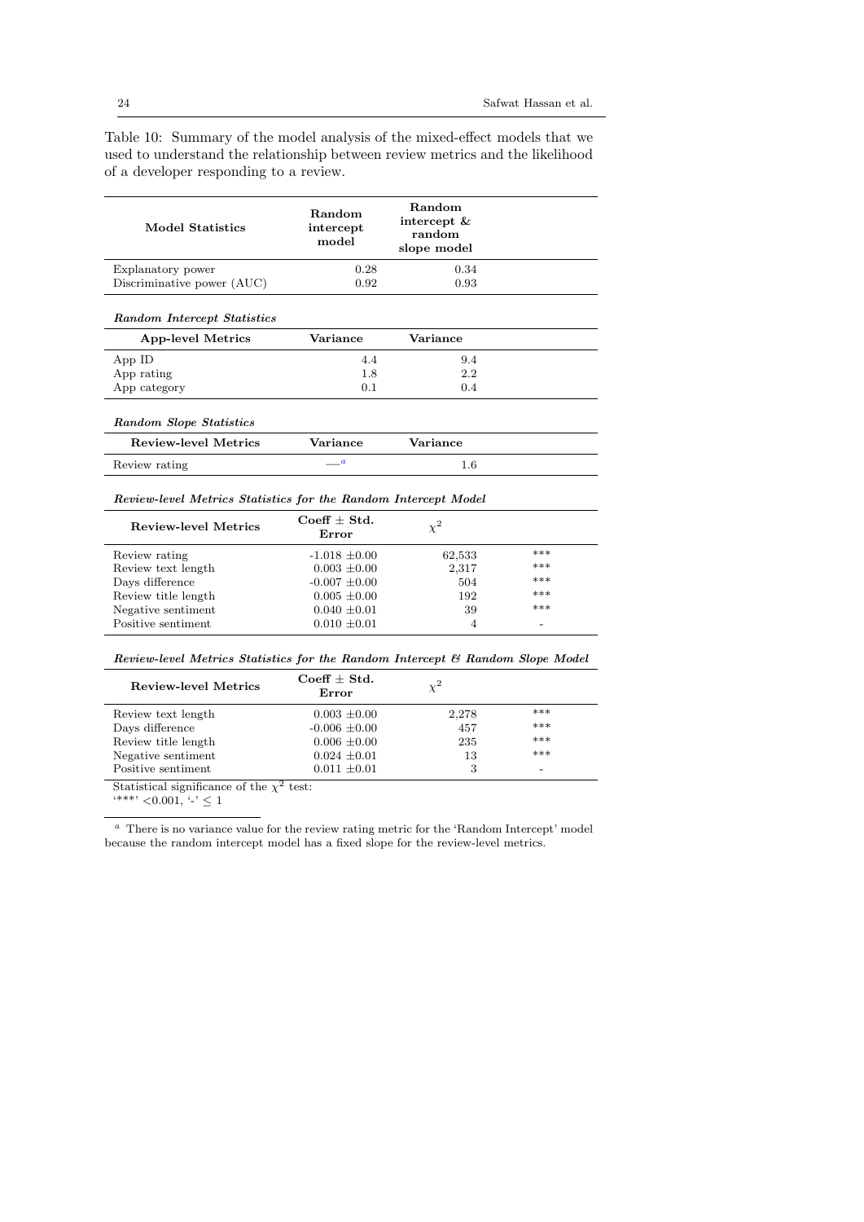Table 10: Summary of the model analysis of the mixed-effect models that we used to understand the relationship between review metrics and the likelihood of a developer responding to a review.

| **Model Statistics** | **Random intercept model** | **Random intercept & random slope model** | |
|---|---|---|---|
| Explanatory power | 0.28 | 0.34 | |
| Discriminative power (AUC) | 0.92 | 0.93 | |
| ***Random Intercept Statistics*** | | | |
| **App-level Metrics** | **Variance** | **Variance** | |
| App ID | 4.4 | 9.4 | |
| App rating | 1.8 | 2.2 | |
| App category | 0.1 | 0.4 | |
| ***Random Slope Statistics*** | | | |
| **Review-level Metrics** | **Variance** | **Variance** | |
| Review rating | —[a] | 1.6 | |
| ***Review-level Metrics Statistics for the Random Intercept Model*** | | | |
| **Review-level Metrics** | **Coeff ± Std. Error** | $\chi^2$ | |
| Review rating | -1.018 ±0.00 | 62,533 | *** |
| Review text length | 0.003 ±0.00 | 2,317 | *** |
| Days difference | -0.007 ±0.00 | 504 | *** |
| Review title length | 0.005 ±0.00 | 192 | *** |
| Negative sentiment | 0.040 ±0.01 | 39 | *** |
| Positive sentiment | 0.010 ±0.01 | 4 | - |
| ***Review-level Metrics Statistics for the Random Intercept & Random Slope Model*** | | | |
| **Review-level Metrics** | **Coeff ± Std. Error** | $\chi^2$ | |
| Review text length | 0.003 ±0.00 | 2,278 | *** |
| Days difference | -0.006 ±0.00 | 457 | *** |
| Review title length | 0.006 ±0.00 | 235 | *** |
| Negative sentiment | 0.024 ±0.01 | 13 | *** |
| Positive sentiment | 0.011 ±0.01 | 3 | - |

Statistical significance of the $\chi^2$ test:
'***' <0.001, '-' ≤ 1

[a] There is no variance value for the review rating metric for the 'Random Intercept' model because the random intercept model has a fixed slope for the review-level metrics.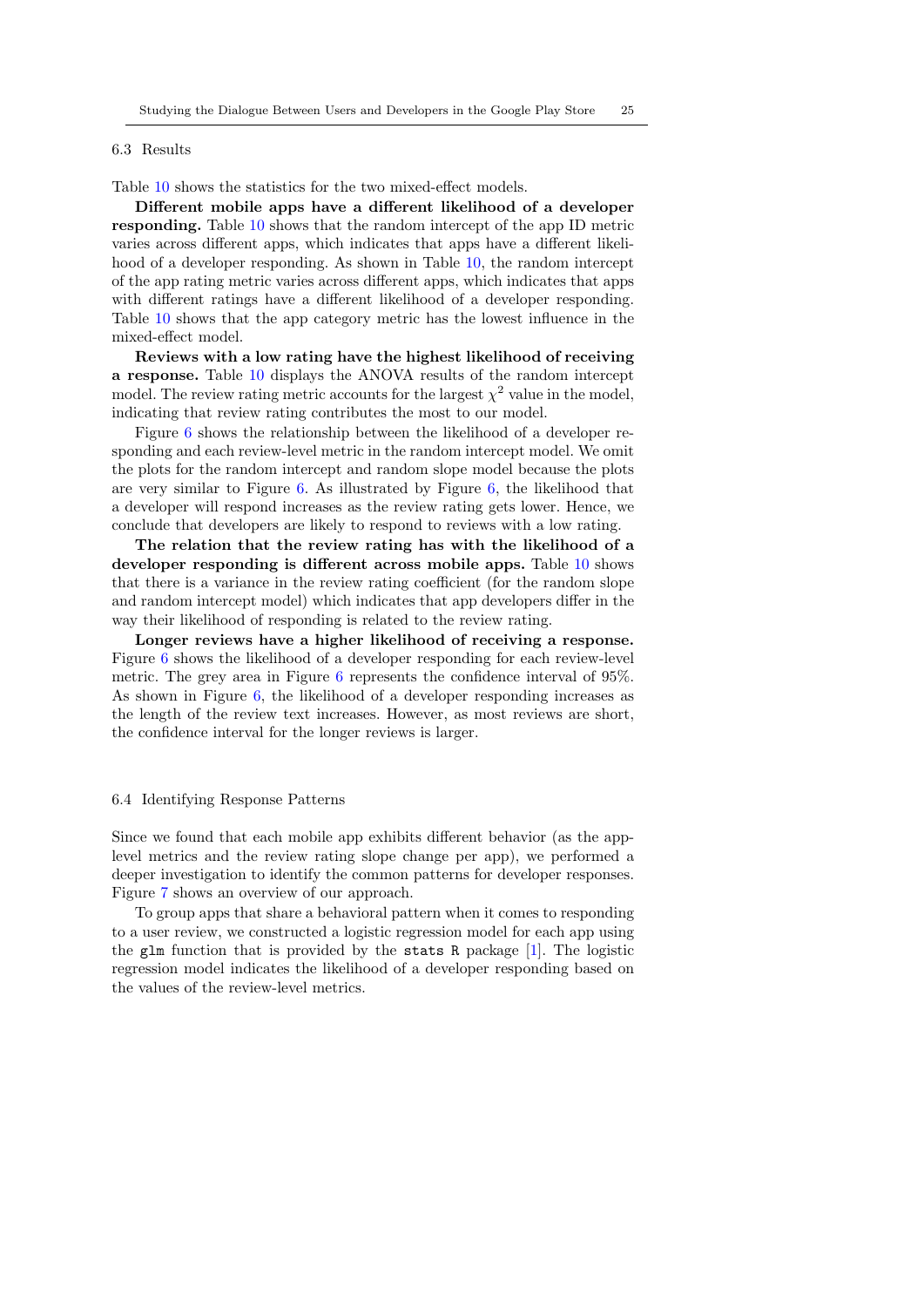### 6.3 Results

Table 10 shows the statistics for the two mixed-effect models.

**Different mobile apps have a different likelihood of a developer responding.** Table 10 shows that the random intercept of the app ID metric varies across different apps, which indicates that apps have a different likelihood of a developer responding. As shown in Table 10, the random intercept of the app rating metric varies across different apps, which indicates that apps with different ratings have a different likelihood of a developer responding. Table 10 shows that the app category metric has the lowest influence in the mixed-effect model.

**Reviews with a low rating have the highest likelihood of receiving a response.** Table 10 displays the ANOVA results of the random intercept model. The review rating metric accounts for the largest $\chi^2$ value in the model, indicating that review rating contributes the most to our model.

Figure 6 shows the relationship between the likelihood of a developer responding and each review-level metric in the random intercept model. We omit the plots for the random intercept and random slope model because the plots are very similar to Figure 6. As illustrated by Figure 6, the likelihood that a developer will respond increases as the review rating gets lower. Hence, we conclude that developers are likely to respond to reviews with a low rating.

**The relation that the review rating has with the likelihood of a developer responding is different across mobile apps.** Table 10 shows that there is a variance in the review rating coefficient (for the random slope and random intercept model) which indicates that app developers differ in the way their likelihood of responding is related to the review rating.

**Longer reviews have a higher likelihood of receiving a response.** Figure 6 shows the likelihood of a developer responding for each review-level metric. The grey area in Figure 6 represents the confidence interval of 95%. As shown in Figure 6, the likelihood of a developer responding increases as the length of the review text increases. However, as most reviews are short, the confidence interval for the longer reviews is larger.

### 6.4 Identifying Response Patterns

Since we found that each mobile app exhibits different behavior (as the app-level metrics and the review rating slope change per app), we performed a deeper investigation to identify the common patterns for developer responses. Figure 7 shows an overview of our approach.

To group apps that share a behavioral pattern when it comes to responding to a user review, we constructed a logistic regression model for each app using the `glm` function that is provided by the `stats R` package [1]. The logistic regression model indicates the likelihood of a developer responding based on the values of the review-level metrics.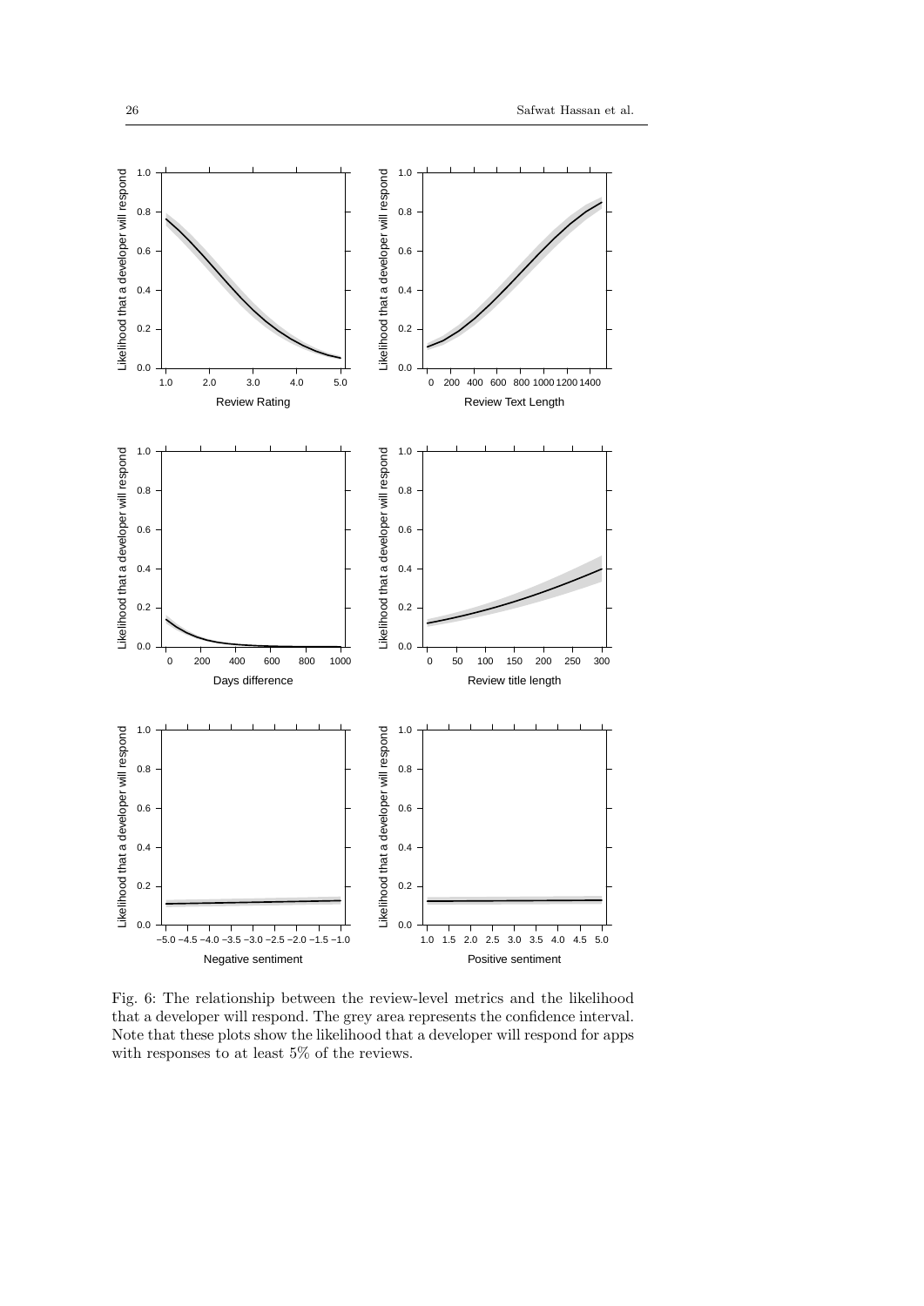Fig. 6: The relationship between the review-level metrics and the likelihood that a developer will respond. The grey area represents the confidence interval. Note that these plots show the likelihood that a developer will respond for apps with responses to at least 5% of the reviews.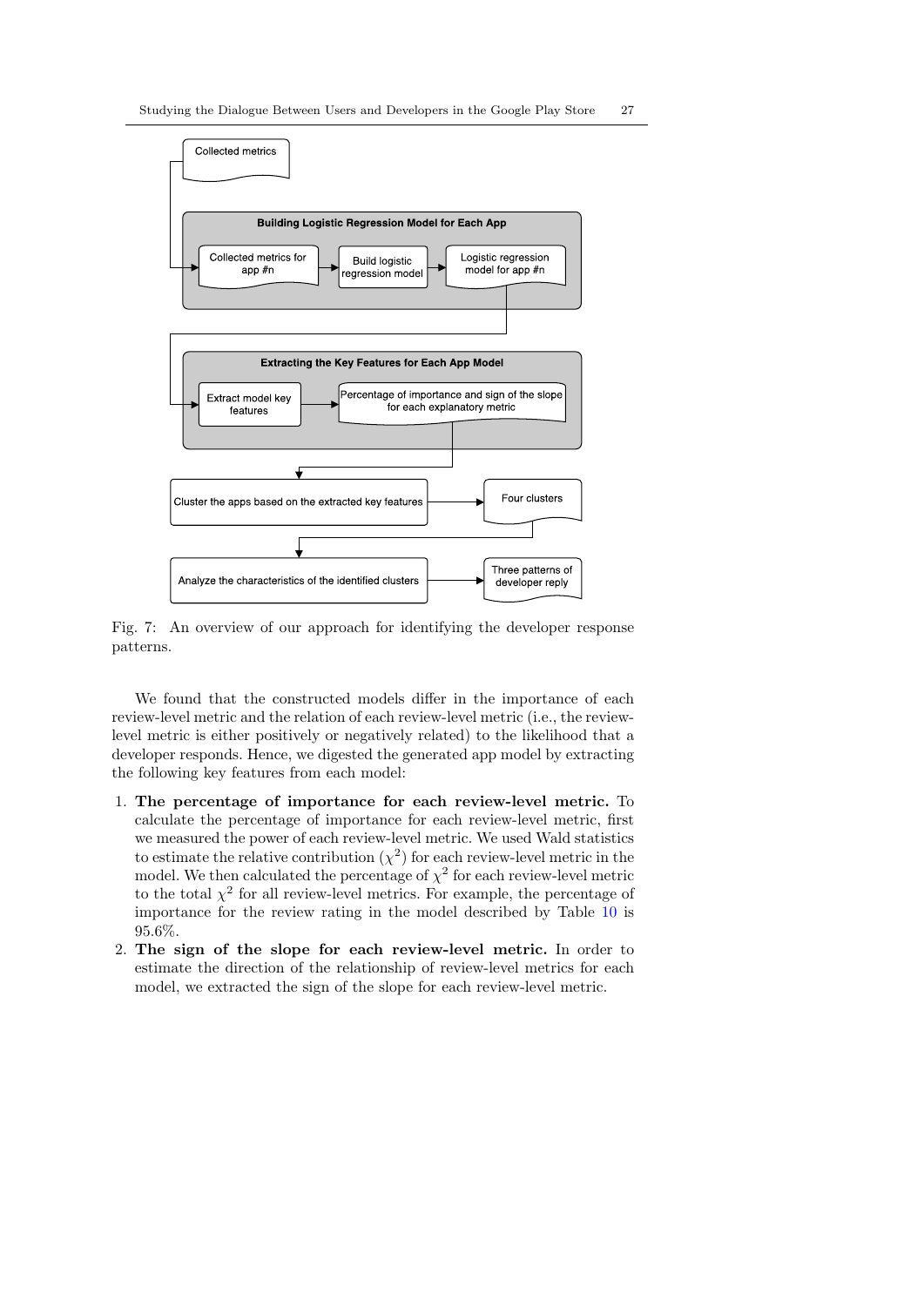Fig. 7: An overview of our approach for identifying the developer response patterns.

We found that the constructed models differ in the importance of each review-level metric and the relation of each review-level metric (i.e., the review-level metric is either positively or negatively related) to the likelihood that a developer responds. Hence, we digested the generated app model by extracting the following key features from each model:

1. **The percentage of importance for each review-level metric.** To calculate the percentage of importance for each review-level metric, first we measured the power of each review-level metric. We used Wald statistics to estimate the relative contribution ($\chi^2$) for each review-level metric in the model. We then calculated the percentage of $\chi^2$ for each review-level metric to the total $\chi^2$ for all review-level metrics. For example, the percentage of importance for the review rating in the model described by Table 10 is 95.6%.
2. **The sign of the slope for each review-level metric.** In order to estimate the direction of the relationship of review-level metrics for each model, we extracted the sign of the slope for each review-level metric.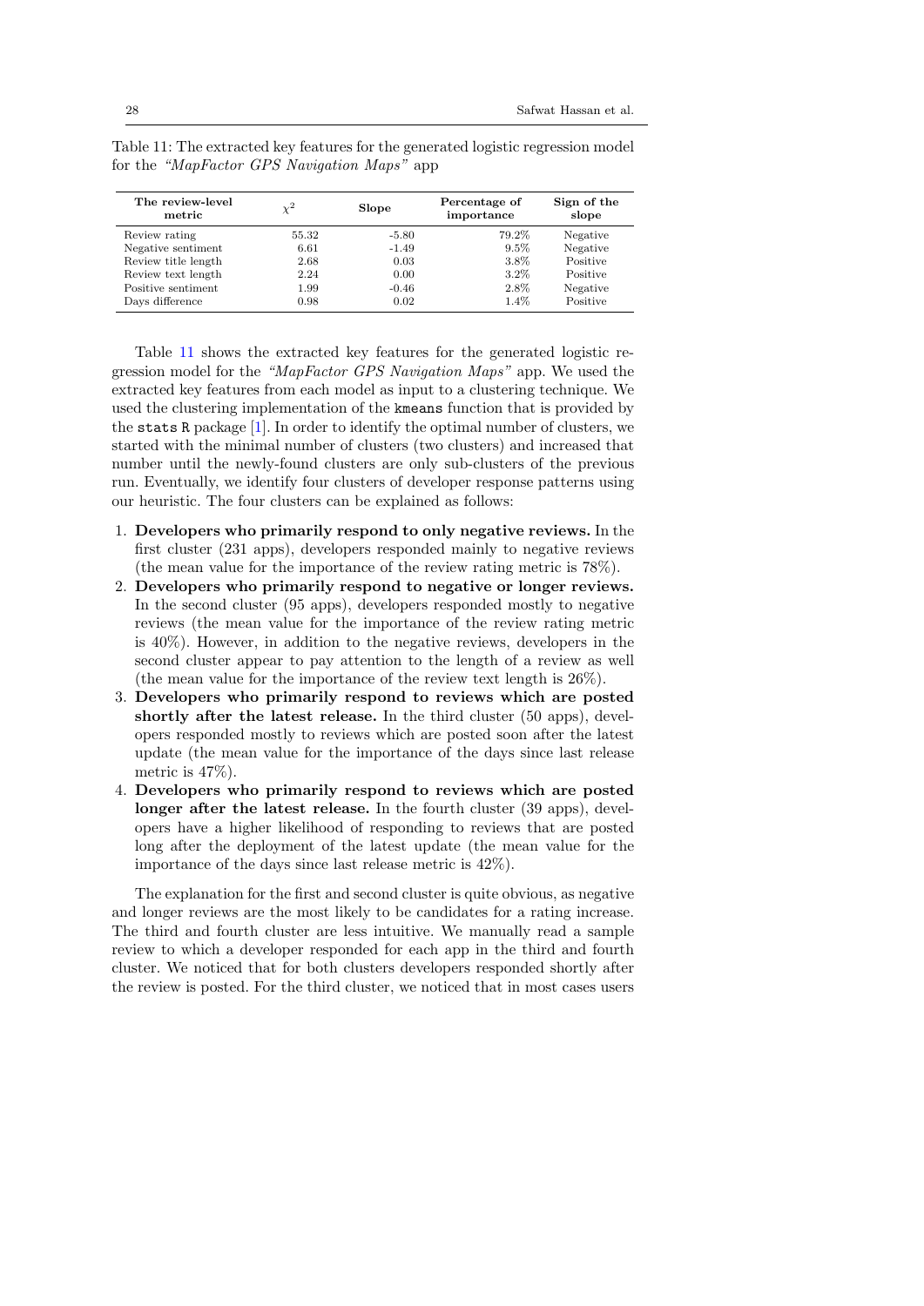Table 11: The extracted key features for the generated logistic regression model for the *"MapFactor GPS Navigation Maps"* app

| The review-level metric | $\chi^2$ | Slope | Percentage of importance | Sign of the slope |
|---|---|---|---|---|
| Review rating | 55.32 | -5.80 | 79.2% | Negative |
| Negative sentiment | 6.61 | -1.49 | 9.5% | Negative |
| Review title length | 2.68 | 0.03 | 3.8% | Positive |
| Review text length | 2.24 | 0.00 | 3.2% | Positive |
| Positive sentiment | 1.99 | -0.46 | 2.8% | Negative |
| Days difference | 0.98 | 0.02 | 1.4% | Positive |

Table 11 shows the extracted key features for the generated logistic regression model for the *"MapFactor GPS Navigation Maps"* app. We used the extracted key features from each model as input to a clustering technique. We used the clustering implementation of the `kmeans` function that is provided by the `stats R` package [1]. In order to identify the optimal number of clusters, we started with the minimal number of clusters (two clusters) and increased that number until the newly-found clusters are only sub-clusters of the previous run. Eventually, we identify four clusters of developer response patterns using our heuristic. The four clusters can be explained as follows:

1. **Developers who primarily respond to only negative reviews.** In the first cluster (231 apps), developers responded mainly to negative reviews (the mean value for the importance of the review rating metric is 78%).
2. **Developers who primarily respond to negative or longer reviews.** In the second cluster (95 apps), developers responded mostly to negative reviews (the mean value for the importance of the review rating metric is 40%). However, in addition to the negative reviews, developers in the second cluster appear to pay attention to the length of a review as well (the mean value for the importance of the review text length is 26%).
3. **Developers who primarily respond to reviews which are posted shortly after the latest release.** In the third cluster (50 apps), developers responded mostly to reviews which are posted soon after the latest update (the mean value for the importance of the days since last release metric is 47%).
4. **Developers who primarily respond to reviews which are posted longer after the latest release.** In the fourth cluster (39 apps), developers have a higher likelihood of responding to reviews that are posted long after the deployment of the latest update (the mean value for the importance of the days since last release metric is 42%).

The explanation for the first and second cluster is quite obvious, as negative and longer reviews are the most likely to be candidates for a rating increase. The third and fourth cluster are less intuitive. We manually read a sample review to which a developer responded for each app in the third and fourth cluster. We noticed that for both clusters developers responded shortly after the review is posted. For the third cluster, we noticed that in most cases users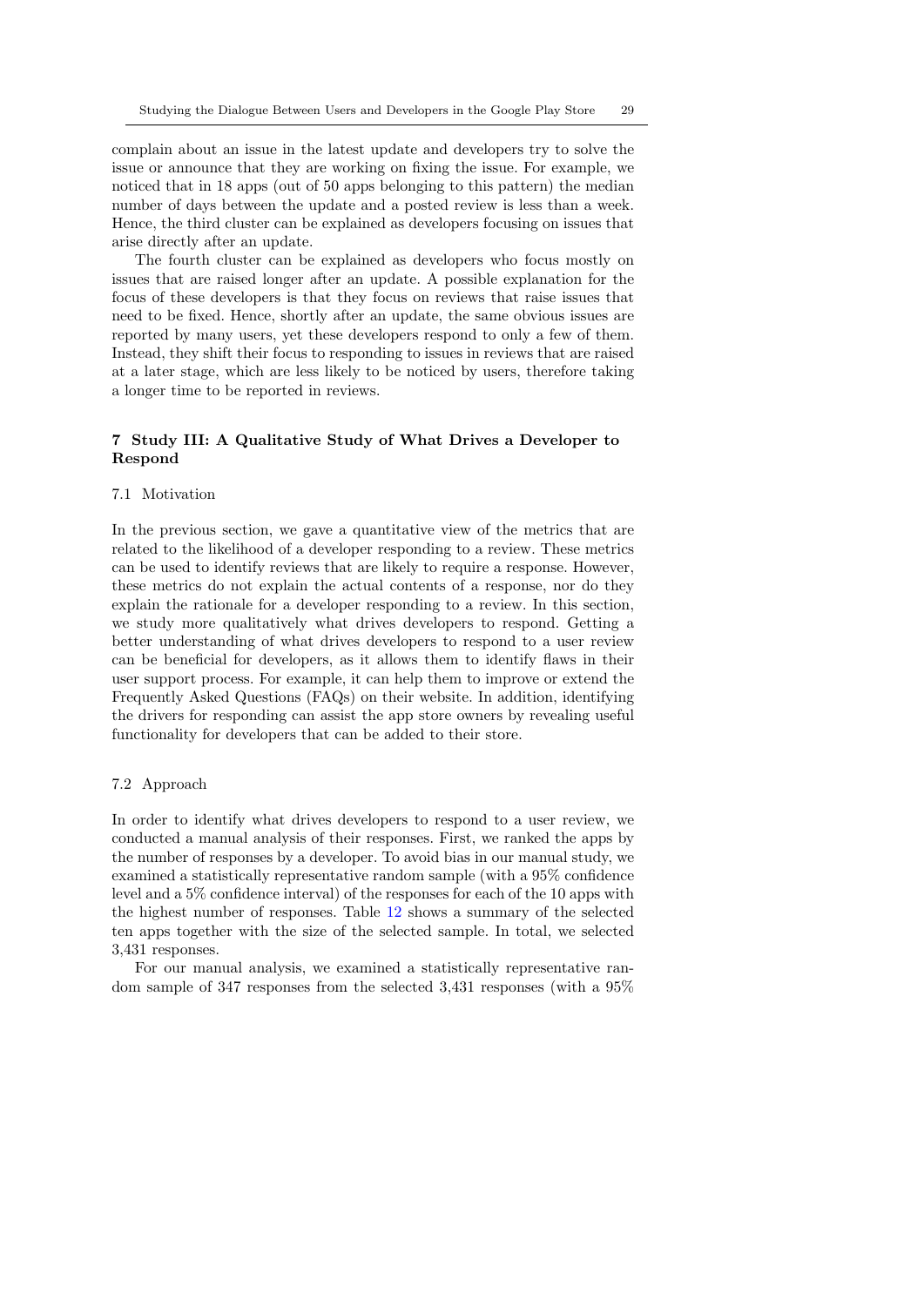complain about an issue in the latest update and developers try to solve the issue or announce that they are working on fixing the issue. For example, we noticed that in 18 apps (out of 50 apps belonging to this pattern) the median number of days between the update and a posted review is less than a week. Hence, the third cluster can be explained as developers focusing on issues that arise directly after an update.

The fourth cluster can be explained as developers who focus mostly on issues that are raised longer after an update. A possible explanation for the focus of these developers is that they focus on reviews that raise issues that need to be fixed. Hence, shortly after an update, the same obvious issues are reported by many users, yet these developers respond to only a few of them. Instead, they shift their focus to responding to issues in reviews that are raised at a later stage, which are less likely to be noticed by users, therefore taking a longer time to be reported in reviews.

## 7 Study III: A Qualitative Study of What Drives a Developer to Respond

### 7.1 Motivation

In the previous section, we gave a quantitative view of the metrics that are related to the likelihood of a developer responding to a review. These metrics can be used to identify reviews that are likely to require a response. However, these metrics do not explain the actual contents of a response, nor do they explain the rationale for a developer responding to a review. In this section, we study more qualitatively what drives developers to respond. Getting a better understanding of what drives developers to respond to a user review can be beneficial for developers, as it allows them to identify flaws in their user support process. For example, it can help them to improve or extend the Frequently Asked Questions (FAQs) on their website. In addition, identifying the drivers for responding can assist the app store owners by revealing useful functionality for developers that can be added to their store.

### 7.2 Approach

In order to identify what drives developers to respond to a user review, we conducted a manual analysis of their responses. First, we ranked the apps by the number of responses by a developer. To avoid bias in our manual study, we examined a statistically representative random sample (with a 95% confidence level and a 5% confidence interval) of the responses for each of the 10 apps with the highest number of responses. Table 12 shows a summary of the selected ten apps together with the size of the selected sample. In total, we selected 3,431 responses.

For our manual analysis, we examined a statistically representative random sample of 347 responses from the selected 3,431 responses (with a 95%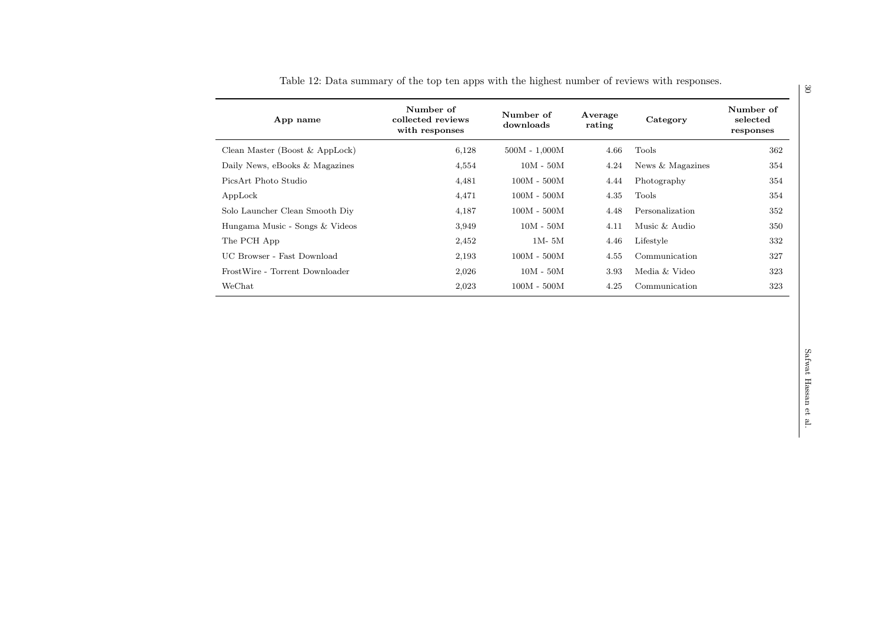Table 12: Data summary of the top ten apps with the highest number of reviews with responses.

| App name | Number of collected reviews with responses | Number of downloads | Average rating | Category | Number of selected responses |
|---|---|---|---|---|---|
| Clean Master (Boost & AppLock) | 6,128 | 500M - 1,000M | 4.66 | Tools | 362 |
| Daily News, eBooks & Magazines | 4,554 | 10M - 50M | 4.24 | News & Magazines | 354 |
| PicsArt Photo Studio | 4,481 | 100M - 500M | 4.44 | Photography | 354 |
| AppLock | 4,471 | 100M - 500M | 4.35 | Tools | 354 |
| Solo Launcher Clean Smooth Diy | 4,187 | 100M - 500M | 4.48 | Personalization | 352 |
| Hungama Music - Songs & Videos | 3,949 | 10M - 50M | 4.11 | Music & Audio | 350 |
| The PCH App | 2,452 | 1M- 5M | 4.46 | Lifestyle | 332 |
| UC Browser - Fast Download | 2,193 | 100M - 500M | 4.55 | Communication | 327 |
| FrostWire - Torrent Downloader | 2,026 | 10M - 50M | 3.93 | Media & Video | 323 |
| WeChat | 2,023 | 100M - 500M | 4.25 | Communication | 323 |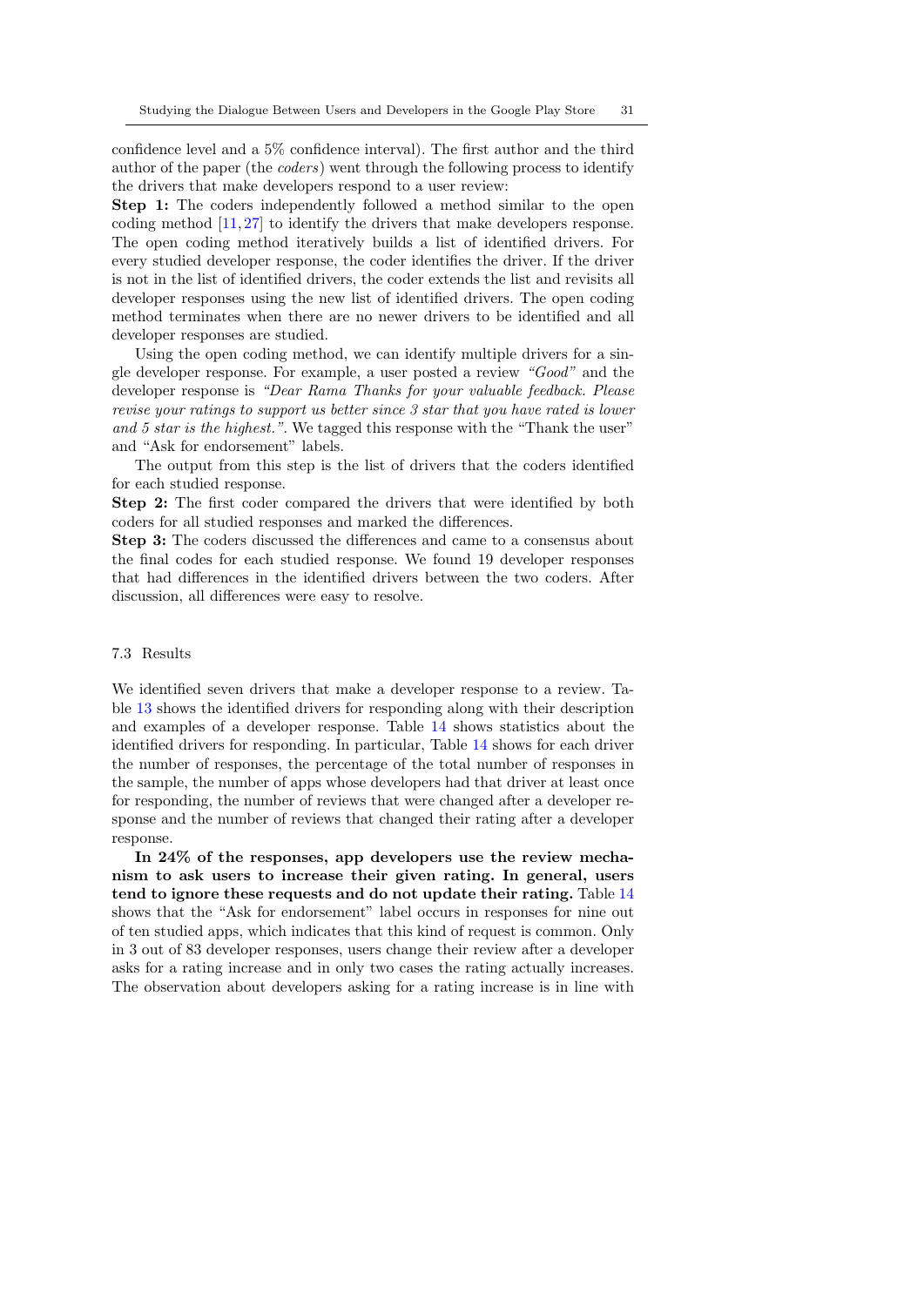confidence level and a 5% confidence interval). The first author and the third author of the paper (the *coders*) went through the following process to identify the drivers that make developers respond to a user review:

**Step 1:** The coders independently followed a method similar to the open coding method [11,27] to identify the drivers that make developers response. The open coding method iteratively builds a list of identified drivers. For every studied developer response, the coder identifies the driver. If the driver is not in the list of identified drivers, the coder extends the list and revisits all developer responses using the new list of identified drivers. The open coding method terminates when there are no newer drivers to be identified and all developer responses are studied.

Using the open coding method, we can identify multiple drivers for a single developer response. For example, a user posted a review *"Good"* and the developer response is *"Dear Rama Thanks for your valuable feedback. Please revise your ratings to support us better since 3 star that you have rated is lower and 5 star is the highest."*. We tagged this response with the "Thank the user" and "Ask for endorsement" labels.

The output from this step is the list of drivers that the coders identified for each studied response.

**Step 2:** The first coder compared the drivers that were identified by both coders for all studied responses and marked the differences.

**Step 3:** The coders discussed the differences and came to a consensus about the final codes for each studied response. We found 19 developer responses that had differences in the identified drivers between the two coders. After discussion, all differences were easy to resolve.

### 7.3 Results

We identified seven drivers that make a developer response to a review. Table 13 shows the identified drivers for responding along with their description and examples of a developer response. Table 14 shows statistics about the identified drivers for responding. In particular, Table 14 shows for each driver the number of responses, the percentage of the total number of responses in the sample, the number of apps whose developers had that driver at least once for responding, the number of reviews that were changed after a developer response and the number of reviews that changed their rating after a developer response.

**In 24% of the responses, app developers use the review mechanism to ask users to increase their given rating. In general, users tend to ignore these requests and do not update their rating.** Table 14 shows that the "Ask for endorsement" label occurs in responses for nine out of ten studied apps, which indicates that this kind of request is common. Only in 3 out of 83 developer responses, users change their review after a developer asks for a rating increase and in only two cases the rating actually increases. The observation about developers asking for a rating increase is in line with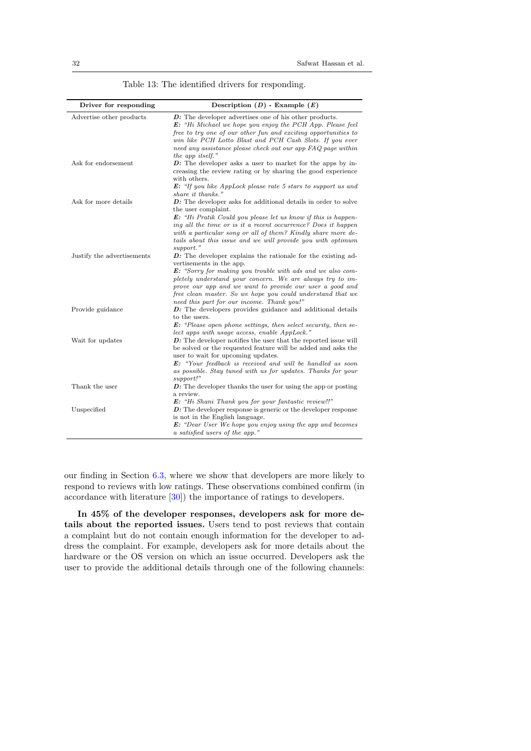Table 13: The identified drivers for responding.

| Driver for responding | Description (*D*) - Example (*E*) |
|---|---|
| Advertise other products | ***D:*** The developer advertises one of his other products. ***E:*** *"Hi Michael we hope you enjoy the PCH App. Please feel free to try one of our other fun and exciting opportunities to win like PCH Lotto Blast and PCH Cash Slots. If you ever need any assistance please check out our app FAQ page within the app itself."* |
| Ask for endorsement | ***D:*** The developer asks a user to market for the apps by increasing the review rating or by sharing the good experience with others. ***E:*** *"If you like AppLock please rate 5 stars to support us and share it thanks."* |
| Ask for more details | ***D:*** The developer asks for additional details in order to solve the user complaint. ***E:*** *"Hi Pratik Could you please let us know if this is happening all the time or is it a recent occurrence? Does it happen with a particular song or all of them? Kindly share more details about this issue and we will provide you with optimum support."* |
| Justify the advertisements | ***D:*** The developer explains the rationale for the existing advertisements in the app. ***E:*** *"Sorry for making you trouble with ads and we also completely understand your concern. We are always try to improve our app and we want to provide our user a good and free clean master. So we hope you could understand that we need this part for our income. Thank you!"* |
| Provide guidance | ***D:*** The developers provides guidance and additional details to the users. ***E:*** *"Please open phone settings, then select security, then select apps with usage access, enable AppLock."* |
| Wait for updates | ***D:*** The developer notifies the user that the reported issue will be solved or the requested feature will be added and asks the user to wait for upcoming updates. ***E:*** *"Your feedback is received and will be handled as soon as possible. Stay tuned with us for updates. Thanks for your support!"* |
| Thank the user | ***D:*** The developer thanks the user for using the app or posting a review. ***E:*** *"Hi Shani Thank you for your fantastic review!!"* |
| Unspecified | ***D:*** The developer response is generic or the developer response is not in the English language. ***E:*** *"Dear User We hope you enjoy using the app and becomes a satisfied users of the app."* |

our finding in Section 6.3, where we show that developers are more likely to respond to reviews with low ratings. These observations combined confirm (in accordance with literature [30]) the importance of ratings to developers.

**In 45% of the developer responses, developers ask for more details about the reported issues.** Users tend to post reviews that contain a complaint but do not contain enough information for the developer to address the complaint. For example, developers ask for more details about the hardware or the OS version on which an issue occurred. Developers ask the user to provide the additional details through one of the following channels: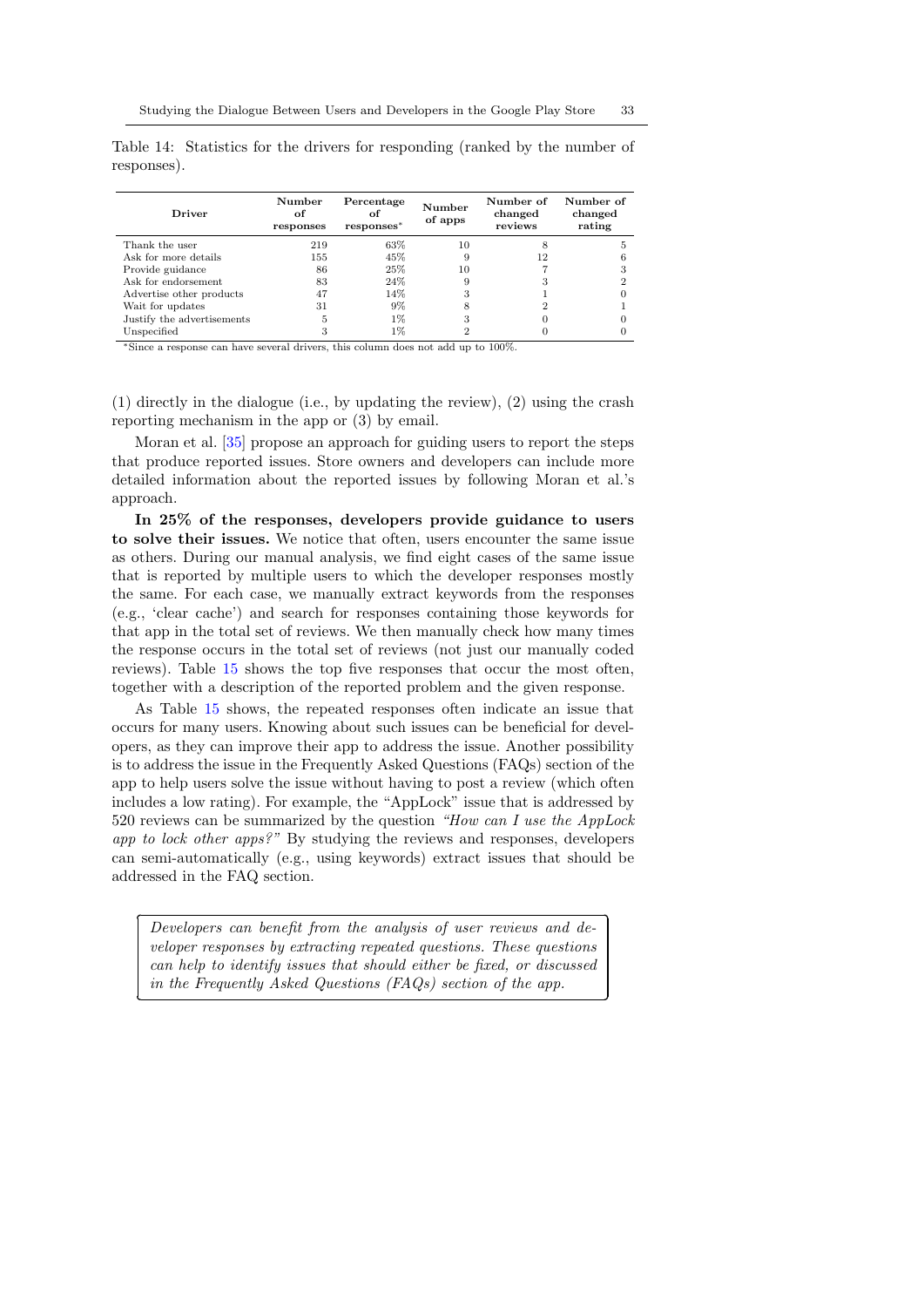Table 14: Statistics for the drivers for responding (ranked by the number of responses).

| Driver | Number of responses | Percentage of responses* | Number of apps | Number of changed reviews | Number of changed rating |
|---|---|---|---|---|---|
| Thank the user | 219 | 63% | 10 | 8 | 5 |
| Ask for more details | 155 | 45% | 9 | 12 | 6 |
| Provide guidance | 86 | 25% | 10 | 7 | 3 |
| Ask for endorsement | 83 | 24% | 9 | 3 | 2 |
| Advertise other products | 47 | 14% | 3 | 1 | 0 |
| Wait for updates | 31 | 9% | 8 | 2 | 1 |
| Justify the advertisements | 5 | 1% | 3 | 0 | 0 |
| Unspecified | 3 | 1% | 2 | 0 | 0 |

*Since a response can have several drivers, this column does not add up to 100%.

(1) directly in the dialogue (i.e., by updating the review), (2) using the crash reporting mechanism in the app or (3) by email.

Moran et al. [35] propose an approach for guiding users to report the steps that produce reported issues. Store owners and developers can include more detailed information about the reported issues by following Moran et al.'s approach.

**In 25% of the responses, developers provide guidance to users to solve their issues.** We notice that often, users encounter the same issue as others. During our manual analysis, we find eight cases of the same issue that is reported by multiple users to which the developer responses mostly the same. For each case, we manually extract keywords from the responses (e.g., 'clear cache') and search for responses containing those keywords for that app in the total set of reviews. We then manually check how many times the response occurs in the total set of reviews (not just our manually coded reviews). Table 15 shows the top five responses that occur the most often, together with a description of the reported problem and the given response.

As Table 15 shows, the repeated responses often indicate an issue that occurs for many users. Knowing about such issues can be beneficial for developers, as they can improve their app to address the issue. Another possibility is to address the issue in the Frequently Asked Questions (FAQs) section of the app to help users solve the issue without having to post a review (which often includes a low rating). For example, the "AppLock" issue that is addressed by 520 reviews can be summarized by the question *"How can I use the AppLock app to lock other apps?"* By studying the reviews and responses, developers can semi-automatically (e.g., using keywords) extract issues that should be addressed in the FAQ section.

> *Developers can benefit from the analysis of user reviews and developer responses by extracting repeated questions. These questions can help to identify issues that should either be fixed, or discussed in the Frequently Asked Questions (FAQs) section of the app.*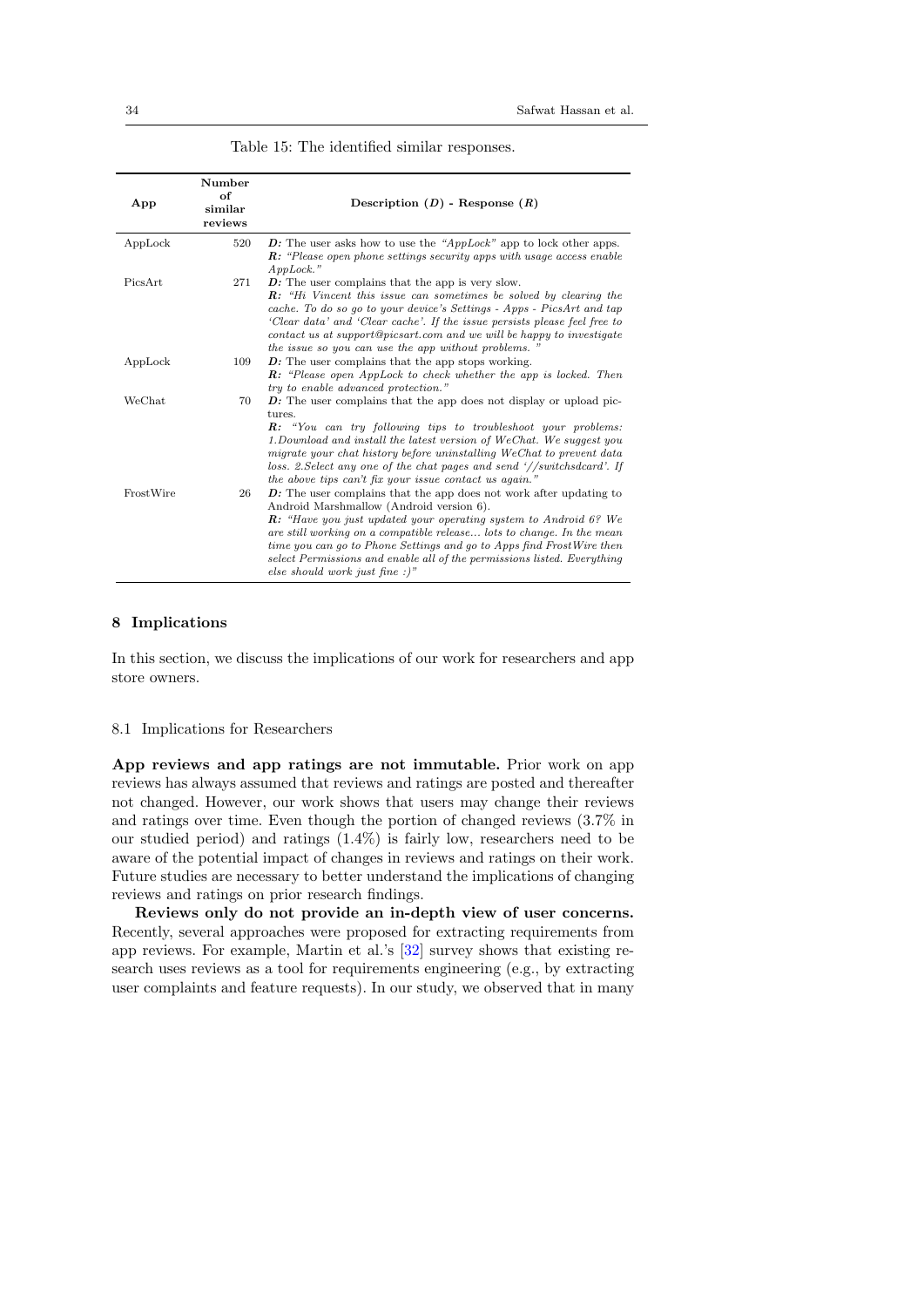Table 15: The identified similar responses.

| App | Number of similar reviews | Description (*D*) - Response (*R*) |
| --- | --- | --- |
| AppLock | 520 | ***D:*** The user asks how to use the *"AppLock"* app to lock other apps. ***R:*** *"Please open phone settings security apps with usage access enable AppLock."* |
| PicsArt | 271 | ***D:*** The user complains that the app is very slow. ***R:*** *"Hi Vincent this issue can sometimes be solved by clearing the cache. To do so go to your device's Settings - Apps - PicsArt and tap 'Clear data' and 'Clear cache'. If the issue persists please feel free to contact us at support@picsart.com and we will be happy to investigate the issue so you can use the app without problems. "* |
| AppLock | 109 | ***D:*** The user complains that the app stops working. ***R:*** *"Please open AppLock to check whether the app is locked. Then try to enable advanced protection."* |
| WeChat | 70 | ***D:*** The user complains that the app does not display or upload pictures. ***R:*** *"You can try following tips to troubleshoot your problems: 1.Download and install the latest version of WeChat. We suggest you migrate your chat history before uninstalling WeChat to prevent data loss. 2.Select any one of the chat pages and send '//switchsdcard'. If the above tips can't fix your issue contact us again."* |
| FrostWire | 26 | ***D:*** The user complains that the app does not work after updating to Android Marshmallow (Android version 6). ***R:*** *"Have you just updated your operating system to Android 6? We are still working on a compatible release... lots to change. In the mean time you can go to Phone Settings and go to Apps find FrostWire then select Permissions and enable all of the permissions listed. Everything else should work just fine :)"* |

## 8 Implications

In this section, we discuss the implications of our work for researchers and app store owners.

### 8.1 Implications for Researchers

**App reviews and app ratings are not immutable.** Prior work on app reviews has always assumed that reviews and ratings are posted and thereafter not changed. However, our work shows that users may change their reviews and ratings over time. Even though the portion of changed reviews (3.7% in our studied period) and ratings (1.4%) is fairly low, researchers need to be aware of the potential impact of changes in reviews and ratings on their work. Future studies are necessary to better understand the implications of changing reviews and ratings on prior research findings.

**Reviews only do not provide an in-depth view of user concerns.** Recently, several approaches were proposed for extracting requirements from app reviews. For example, Martin et al.'s [32] survey shows that existing research uses reviews as a tool for requirements engineering (e.g., by extracting user complaints and feature requests). In our study, we observed that in many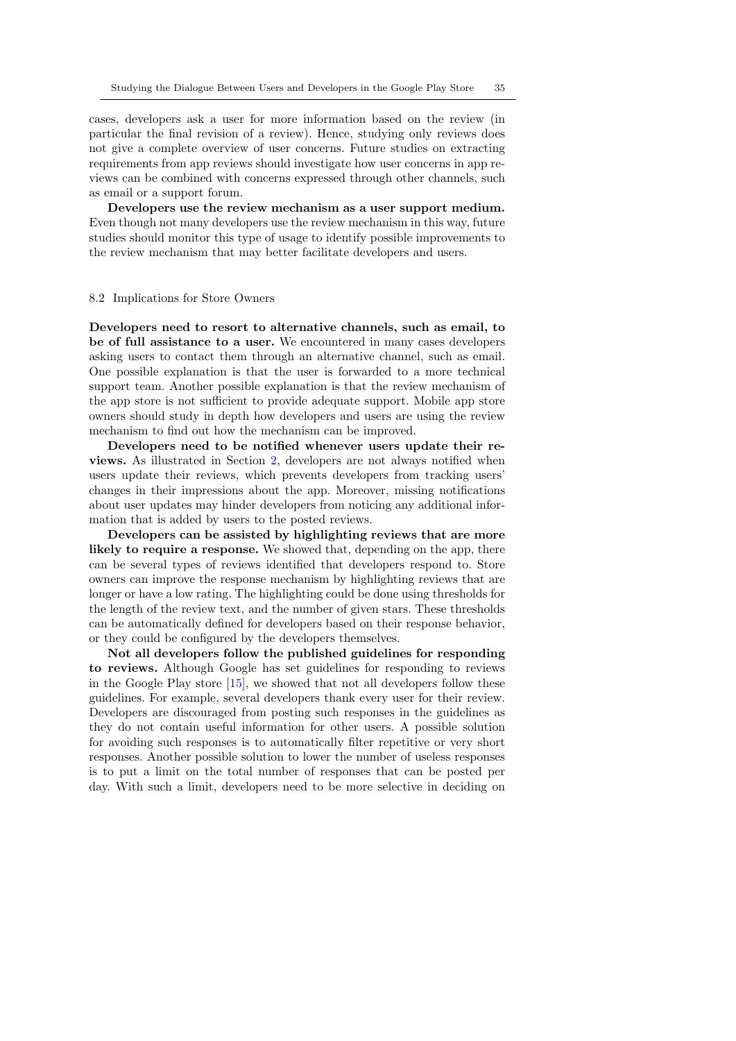cases, developers ask a user for more information based on the review (in particular the final revision of a review). Hence, studying only reviews does not give a complete overview of user concerns. Future studies on extracting requirements from app reviews should investigate how user concerns in app reviews can be combined with concerns expressed through other channels, such as email or a support forum.

**Developers use the review mechanism as a user support medium.** Even though not many developers use the review mechanism in this way, future studies should monitor this type of usage to identify possible improvements to the review mechanism that may better facilitate developers and users.

### 8.2 Implications for Store Owners

**Developers need to resort to alternative channels, such as email, to be of full assistance to a user.** We encountered in many cases developers asking users to contact them through an alternative channel, such as email. One possible explanation is that the user is forwarded to a more technical support team. Another possible explanation is that the review mechanism of the app store is not sufficient to provide adequate support. Mobile app store owners should study in depth how developers and users are using the review mechanism to find out how the mechanism can be improved.

**Developers need to be notified whenever users update their reviews.** As illustrated in Section 2, developers are not always notified when users update their reviews, which prevents developers from tracking users' changes in their impressions about the app. Moreover, missing notifications about user updates may hinder developers from noticing any additional information that is added by users to the posted reviews.

**Developers can be assisted by highlighting reviews that are more likely to require a response.** We showed that, depending on the app, there can be several types of reviews identified that developers respond to. Store owners can improve the response mechanism by highlighting reviews that are longer or have a low rating. The highlighting could be done using thresholds for the length of the review text, and the number of given stars. These thresholds can be automatically defined for developers based on their response behavior, or they could be configured by the developers themselves.

**Not all developers follow the published guidelines for responding to reviews.** Although Google has set guidelines for responding to reviews in the Google Play store [15], we showed that not all developers follow these guidelines. For example, several developers thank every user for their review. Developers are discouraged from posting such responses in the guidelines as they do not contain useful information for other users. A possible solution for avoiding such responses is to automatically filter repetitive or very short responses. Another possible solution to lower the number of useless responses is to put a limit on the total number of responses that can be posted per day. With such a limit, developers need to be more selective in deciding on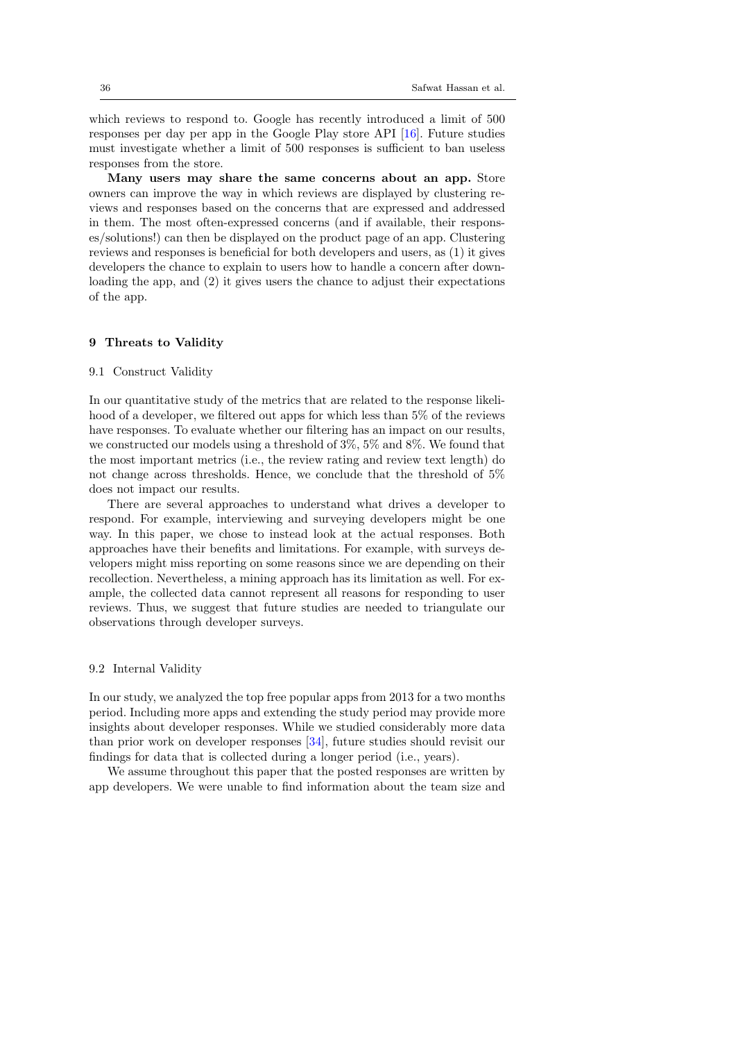which reviews to respond to. Google has recently introduced a limit of 500 responses per day per app in the Google Play store API [16]. Future studies must investigate whether a limit of 500 responses is sufficient to ban useless responses from the store.

**Many users may share the same concerns about an app.** Store owners can improve the way in which reviews are displayed by clustering reviews and responses based on the concerns that are expressed and addressed in them. The most often-expressed concerns (and if available, their responses/solutions!) can then be displayed on the product page of an app. Clustering reviews and responses is beneficial for both developers and users, as (1) it gives developers the chance to explain to users how to handle a concern after downloading the app, and (2) it gives users the chance to adjust their expectations of the app.

## 9 Threats to Validity

### 9.1 Construct Validity

In our quantitative study of the metrics that are related to the response likelihood of a developer, we filtered out apps for which less than 5% of the reviews have responses. To evaluate whether our filtering has an impact on our results, we constructed our models using a threshold of 3%, 5% and 8%. We found that the most important metrics (i.e., the review rating and review text length) do not change across thresholds. Hence, we conclude that the threshold of 5% does not impact our results.

There are several approaches to understand what drives a developer to respond. For example, interviewing and surveying developers might be one way. In this paper, we chose to instead look at the actual responses. Both approaches have their benefits and limitations. For example, with surveys developers might miss reporting on some reasons since we are depending on their recollection. Nevertheless, a mining approach has its limitation as well. For example, the collected data cannot represent all reasons for responding to user reviews. Thus, we suggest that future studies are needed to triangulate our observations through developer surveys.

### 9.2 Internal Validity

In our study, we analyzed the top free popular apps from 2013 for a two months period. Including more apps and extending the study period may provide more insights about developer responses. While we studied considerably more data than prior work on developer responses [34], future studies should revisit our findings for data that is collected during a longer period (i.e., years).

We assume throughout this paper that the posted responses are written by app developers. We were unable to find information about the team size and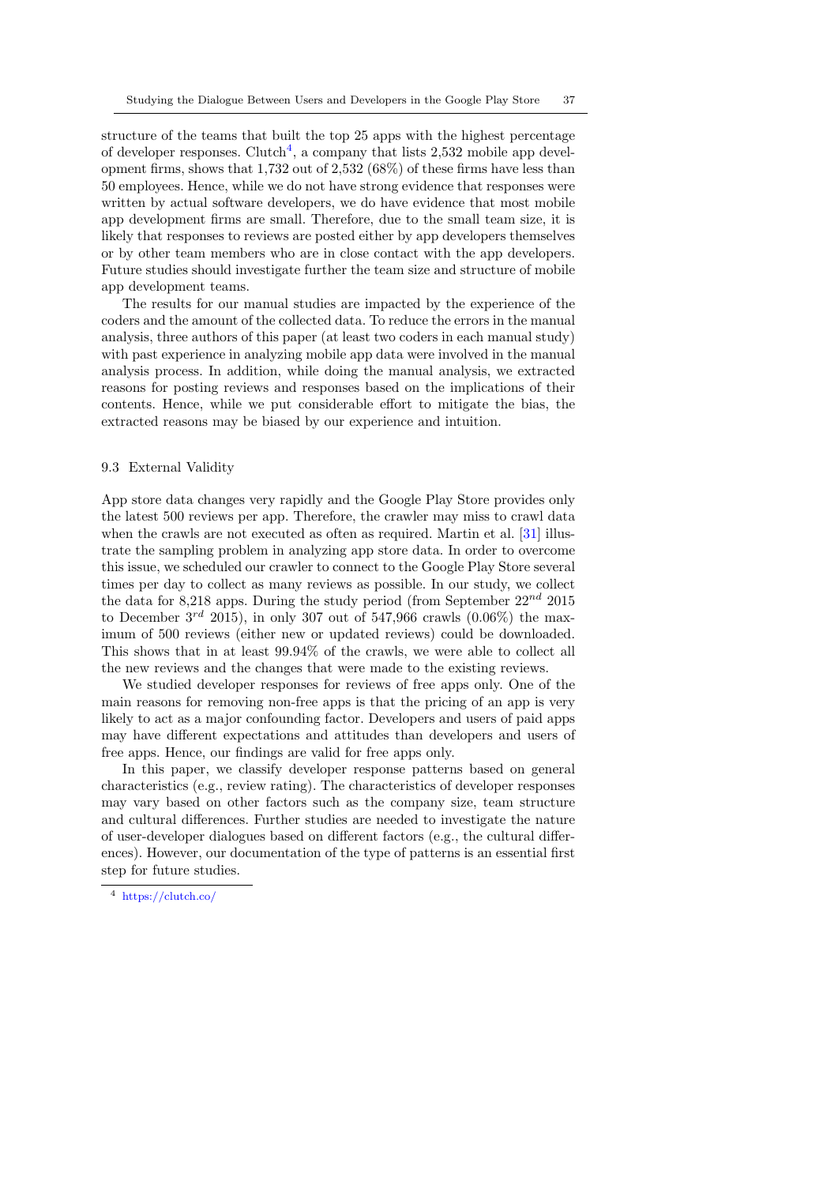structure of the teams that built the top 25 apps with the highest percentage of developer responses. Clutch[4], a company that lists 2,532 mobile app development firms, shows that 1,732 out of 2,532 (68%) of these firms have less than 50 employees. Hence, while we do not have strong evidence that responses were written by actual software developers, we do have evidence that most mobile app development firms are small. Therefore, due to the small team size, it is likely that responses to reviews are posted either by app developers themselves or by other team members who are in close contact with the app developers. Future studies should investigate further the team size and structure of mobile app development teams.

The results for our manual studies are impacted by the experience of the coders and the amount of the collected data. To reduce the errors in the manual analysis, three authors of this paper (at least two coders in each manual study) with past experience in analyzing mobile app data were involved in the manual analysis process. In addition, while doing the manual analysis, we extracted reasons for posting reviews and responses based on the implications of their contents. Hence, while we put considerable effort to mitigate the bias, the extracted reasons may be biased by our experience and intuition.

### 9.3 External Validity

App store data changes very rapidly and the Google Play Store provides only the latest 500 reviews per app. Therefore, the crawler may miss to crawl data when the crawls are not executed as often as required. Martin et al. [31] illustrate the sampling problem in analyzing app store data. In order to overcome this issue, we scheduled our crawler to connect to the Google Play Store several times per day to collect as many reviews as possible. In our study, we collect the data for 8,218 apps. During the study period (from September $22^{nd}$ 2015 to December $3^{rd}$ 2015), in only 307 out of 547,966 crawls (0.06%) the maximum of 500 reviews (either new or updated reviews) could be downloaded. This shows that in at least 99.94% of the crawls, we were able to collect all the new reviews and the changes that were made to the existing reviews.

We studied developer responses for reviews of free apps only. One of the main reasons for removing non-free apps is that the pricing of an app is very likely to act as a major confounding factor. Developers and users of paid apps may have different expectations and attitudes than developers and users of free apps. Hence, our findings are valid for free apps only.

In this paper, we classify developer response patterns based on general characteristics (e.g., review rating). The characteristics of developer responses may vary based on other factors such as the company size, team structure and cultural differences. Further studies are needed to investigate the nature of user-developer dialogues based on different factors (e.g., the cultural differences). However, our documentation of the type of patterns is an essential first step for future studies.

[4] https://clutch.co/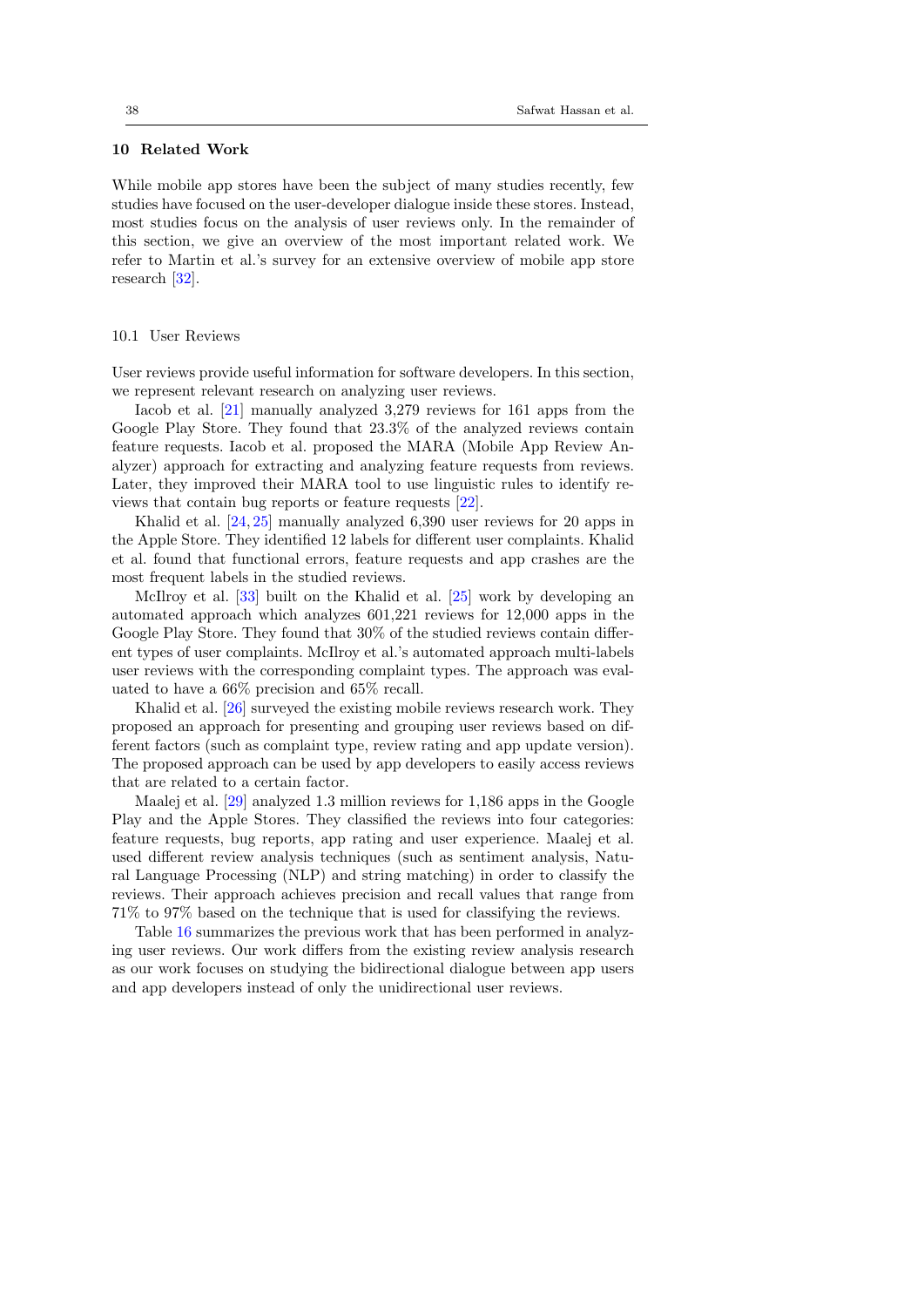## 10 Related Work

While mobile app stores have been the subject of many studies recently, few studies have focused on the user-developer dialogue inside these stores. Instead, most studies focus on the analysis of user reviews only. In the remainder of this section, we give an overview of the most important related work. We refer to Martin et al.'s survey for an extensive overview of mobile app store research [32].

### 10.1 User Reviews

User reviews provide useful information for software developers. In this section, we represent relevant research on analyzing user reviews.

Iacob et al. [21] manually analyzed 3,279 reviews for 161 apps from the Google Play Store. They found that 23.3% of the analyzed reviews contain feature requests. Iacob et al. proposed the MARA (Mobile App Review Analyzer) approach for extracting and analyzing feature requests from reviews. Later, they improved their MARA tool to use linguistic rules to identify reviews that contain bug reports or feature requests [22].

Khalid et al. [24, 25] manually analyzed 6,390 user reviews for 20 apps in the Apple Store. They identified 12 labels for different user complaints. Khalid et al. found that functional errors, feature requests and app crashes are the most frequent labels in the studied reviews.

McIlroy et al. [33] built on the Khalid et al. [25] work by developing an automated approach which analyzes 601,221 reviews for 12,000 apps in the Google Play Store. They found that 30% of the studied reviews contain different types of user complaints. McIlroy et al.'s automated approach multi-labels user reviews with the corresponding complaint types. The approach was evaluated to have a 66% precision and 65% recall.

Khalid et al. [26] surveyed the existing mobile reviews research work. They proposed an approach for presenting and grouping user reviews based on different factors (such as complaint type, review rating and app update version). The proposed approach can be used by app developers to easily access reviews that are related to a certain factor.

Maalej et al. [29] analyzed 1.3 million reviews for 1,186 apps in the Google Play and the Apple Stores. They classified the reviews into four categories: feature requests, bug reports, app rating and user experience. Maalej et al. used different review analysis techniques (such as sentiment analysis, Natural Language Processing (NLP) and string matching) in order to classify the reviews. Their approach achieves precision and recall values that range from 71% to 97% based on the technique that is used for classifying the reviews.

Table 16 summarizes the previous work that has been performed in analyzing user reviews. Our work differs from the existing review analysis research as our work focuses on studying the bidirectional dialogue between app users and app developers instead of only the unidirectional user reviews.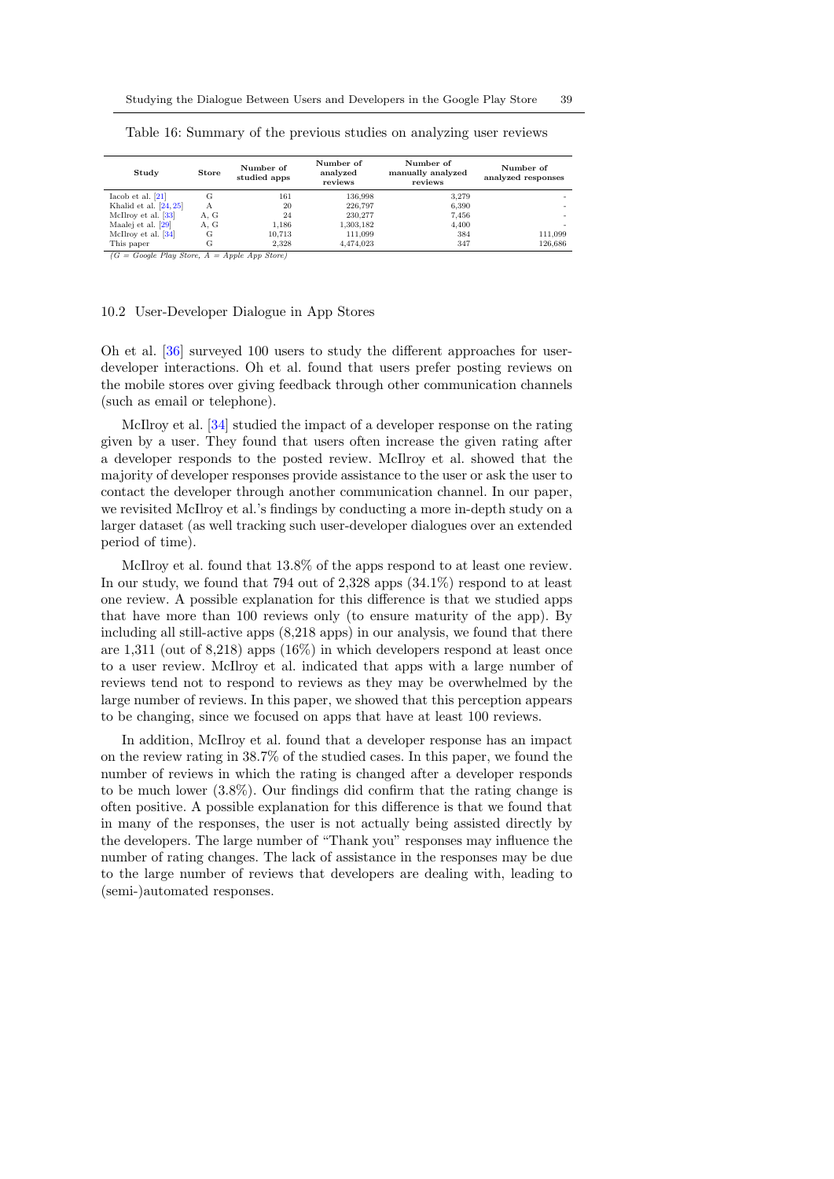Table 16: Summary of the previous studies on analyzing user reviews

| Study | Store | Number of studied apps | Number of analyzed reviews | Number of manually analyzed reviews | Number of analyzed responses |
|---|---|---|---|---|---|
| Iacob et al. [21] | G | 161 | 136,998 | 3,279 | - |
| Khalid et al. [24, 25] | A | 20 | 226,797 | 6,390 | - |
| McIlroy et al. [33] | A, G | 24 | 230,277 | 7,456 | - |
| Maalej et al. [29] | A, G | 1,186 | 1,303,182 | 4,400 | - |
| McIlroy et al. [34] | G | 10,713 | 111,099 | 384 | 111,099 |
| This paper | G | 2,328 | 4,474,023 | 347 | 126,686 |

*(G = Google Play Store, A = Apple App Store)*

### 10.2 User-Developer Dialogue in App Stores

Oh et al. [36] surveyed 100 users to study the different approaches for user-developer interactions. Oh et al. found that users prefer posting reviews on the mobile stores over giving feedback through other communication channels (such as email or telephone).

McIlroy et al. [34] studied the impact of a developer response on the rating given by a user. They found that users often increase the given rating after a developer responds to the posted review. McIlroy et al. showed that the majority of developer responses provide assistance to the user or ask the user to contact the developer through another communication channel. In our paper, we revisited McIlroy et al.'s findings by conducting a more in-depth study on a larger dataset (as well tracking such user-developer dialogues over an extended period of time).

McIlroy et al. found that 13.8% of the apps respond to at least one review. In our study, we found that 794 out of 2,328 apps (34.1%) respond to at least one review. A possible explanation for this difference is that we studied apps that have more than 100 reviews only (to ensure maturity of the app). By including all still-active apps (8,218 apps) in our analysis, we found that there are 1,311 (out of 8,218) apps (16%) in which developers respond at least once to a user review. McIlroy et al. indicated that apps with a large number of reviews tend not to respond to reviews as they may be overwhelmed by the large number of reviews. In this paper, we showed that this perception appears to be changing, since we focused on apps that have at least 100 reviews.

In addition, McIlroy et al. found that a developer response has an impact on the review rating in 38.7% of the studied cases. In this paper, we found the number of reviews in which the rating is changed after a developer responds to be much lower (3.8%). Our findings did confirm that the rating change is often positive. A possible explanation for this difference is that we found that in many of the responses, the user is not actually being assisted directly by the developers. The large number of "Thank you" responses may influence the number of rating changes. The lack of assistance in the responses may be due to the large number of reviews that developers are dealing with, leading to (semi-)automated responses.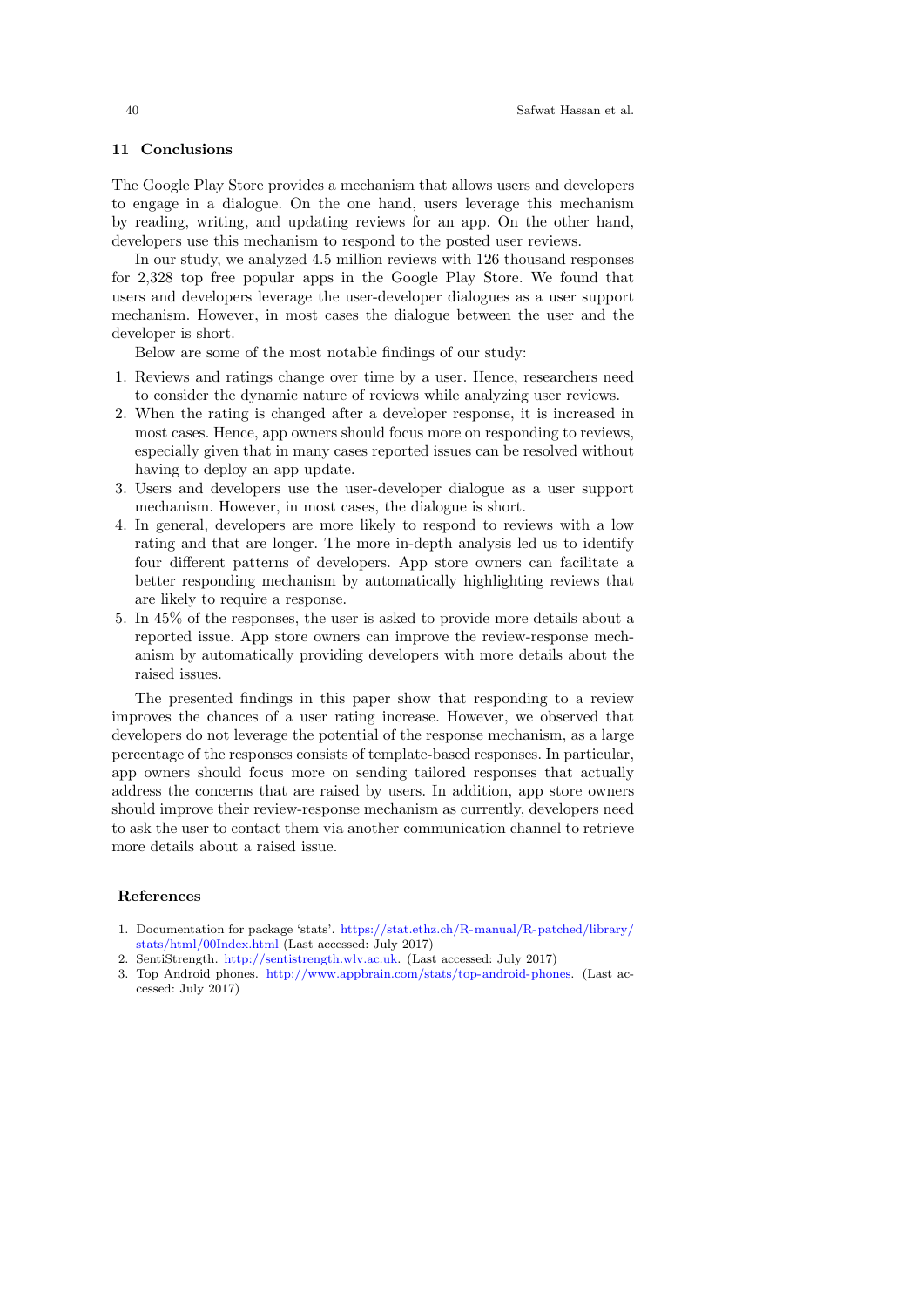## 11 Conclusions

The Google Play Store provides a mechanism that allows users and developers to engage in a dialogue. On the one hand, users leverage this mechanism by reading, writing, and updating reviews for an app. On the other hand, developers use this mechanism to respond to the posted user reviews.

In our study, we analyzed 4.5 million reviews with 126 thousand responses for 2,328 top free popular apps in the Google Play Store. We found that users and developers leverage the user-developer dialogues as a user support mechanism. However, in most cases the dialogue between the user and the developer is short.

Below are some of the most notable findings of our study:

1. Reviews and ratings change over time by a user. Hence, researchers need to consider the dynamic nature of reviews while analyzing user reviews.
2. When the rating is changed after a developer response, it is increased in most cases. Hence, app owners should focus more on responding to reviews, especially given that in many cases reported issues can be resolved without having to deploy an app update.
3. Users and developers use the user-developer dialogue as a user support mechanism. However, in most cases, the dialogue is short.
4. In general, developers are more likely to respond to reviews with a low rating and that are longer. The more in-depth analysis led us to identify four different patterns of developers. App store owners can facilitate a better responding mechanism by automatically highlighting reviews that are likely to require a response.
5. In 45% of the responses, the user is asked to provide more details about a reported issue. App store owners can improve the review-response mechanism by automatically providing developers with more details about the raised issues.

The presented findings in this paper show that responding to a review improves the chances of a user rating increase. However, we observed that developers do not leverage the potential of the response mechanism, as a large percentage of the responses consists of template-based responses. In particular, app owners should focus more on sending tailored responses that actually address the concerns that are raised by users. In addition, app store owners should improve their review-response mechanism as currently, developers need to ask the user to contact them via another communication channel to retrieve more details about a raised issue.

## References

1. Documentation for package 'stats'. https://stat.ethz.ch/R-manual/R-patched/library/stats/html/00Index.html (Last accessed: July 2017)
2. SentiStrength. http://sentistrength.wlv.ac.uk. (Last accessed: July 2017)
3. Top Android phones. http://www.appbrain.com/stats/top-android-phones. (Last accessed: July 2017)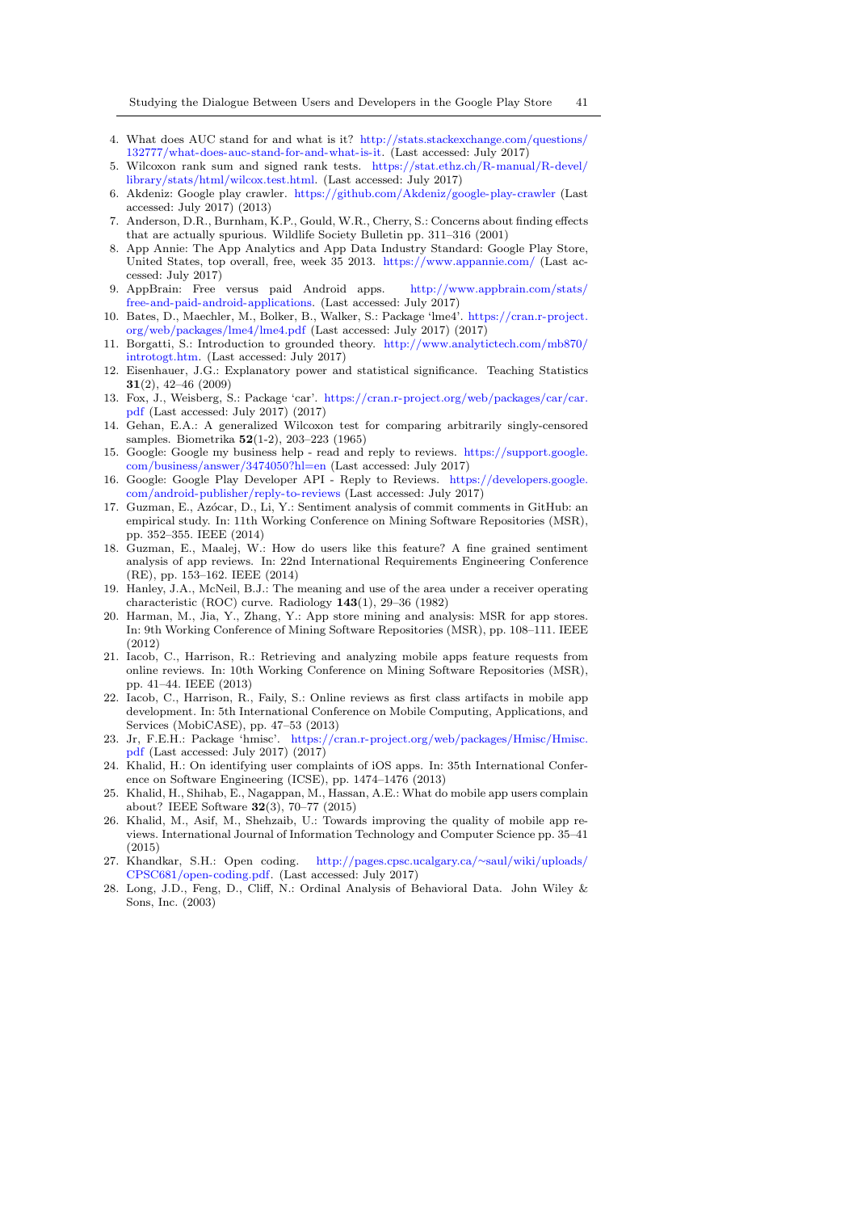4. What does AUC stand for and what is it? http://stats.stackexchange.com/questions/132777/what-does-auc-stand-for-and-what-is-it. (Last accessed: July 2017)
5. Wilcoxon rank sum and signed rank tests. https://stat.ethz.ch/R-manual/R-devel/library/stats/html/wilcox.test.html. (Last accessed: July 2017)
6. Akdeniz: Google play crawler. https://github.com/Akdeniz/google-play-crawler (Last accessed: July 2017) (2013)
7. Anderson, D.R., Burnham, K.P., Gould, W.R., Cherry, S.: Concerns about finding effects that are actually spurious. Wildlife Society Bulletin pp. 311–316 (2001)
8. App Annie: The App Analytics and App Data Industry Standard: Google Play Store, United States, top overall, free, week 35 2013. https://www.appannie.com/ (Last accessed: July 2017)
9. AppBrain: Free versus paid Android apps. http://www.appbrain.com/stats/free-and-paid-android-applications. (Last accessed: July 2017)
10. Bates, D., Maechler, M., Bolker, B., Walker, S.: Package 'lme4'. https://cran.r-project.org/web/packages/lme4/lme4.pdf (Last accessed: July 2017) (2017)
11. Borgatti, S.: Introduction to grounded theory. http://www.analytictech.com/mb870/introtogt.htm. (Last accessed: July 2017)
12. Eisenhauer, J.G.: Explanatory power and statistical significance. Teaching Statistics **31**(2), 42–46 (2009)
13. Fox, J., Weisberg, S.: Package 'car'. https://cran.r-project.org/web/packages/car/car.pdf (Last accessed: July 2017) (2017)
14. Gehan, E.A.: A generalized Wilcoxon test for comparing arbitrarily singly-censored samples. Biometrika **52**(1-2), 203–223 (1965)
15. Google: Google my business help - read and reply to reviews. https://support.google.com/business/answer/3474050?hl=en (Last accessed: July 2017)
16. Google: Google Play Developer API - Reply to Reviews. https://developers.google.com/android-publisher/reply-to-reviews (Last accessed: July 2017)
17. Guzman, E., Azócar, D., Li, Y.: Sentiment analysis of commit comments in GitHub: an empirical study. In: 11th Working Conference on Mining Software Repositories (MSR), pp. 352–355. IEEE (2014)
18. Guzman, E., Maalej, W.: How do users like this feature? A fine grained sentiment analysis of app reviews. In: 22nd International Requirements Engineering Conference (RE), pp. 153–162. IEEE (2014)
19. Hanley, J.A., McNeil, B.J.: The meaning and use of the area under a receiver operating characteristic (ROC) curve. Radiology **143**(1), 29–36 (1982)
20. Harman, M., Jia, Y., Zhang, Y.: App store mining and analysis: MSR for app stores. In: 9th Working Conference of Mining Software Repositories (MSR), pp. 108–111. IEEE (2012)
21. Iacob, C., Harrison, R.: Retrieving and analyzing mobile apps feature requests from online reviews. In: 10th Working Conference on Mining Software Repositories (MSR), pp. 41–44. IEEE (2013)
22. Iacob, C., Harrison, R., Faily, S.: Online reviews as first class artifacts in mobile app development. In: 5th International Conference on Mobile Computing, Applications, and Services (MobiCASE), pp. 47–53 (2013)
23. Jr, F.E.H.: Package 'hmisc'. https://cran.r-project.org/web/packages/Hmisc/Hmisc.pdf (Last accessed: July 2017) (2017)
24. Khalid, H.: On identifying user complaints of iOS apps. In: 35th International Conference on Software Engineering (ICSE), pp. 1474–1476 (2013)
25. Khalid, H., Shihab, E., Nagappan, M., Hassan, A.E.: What do mobile app users complain about? IEEE Software **32**(3), 70–77 (2015)
26. Khalid, M., Asif, M., Shehzaib, U.: Towards improving the quality of mobile app reviews. International Journal of Information Technology and Computer Science pp. 35–41 (2015)
27. Khandkar, S.H.: Open coding. http://pages.cpsc.ucalgary.ca/~saul/wiki/uploads/CPSC681/open-coding.pdf. (Last accessed: July 2017)
28. Long, J.D., Feng, D., Cliff, N.: Ordinal Analysis of Behavioral Data. John Wiley & Sons, Inc. (2003)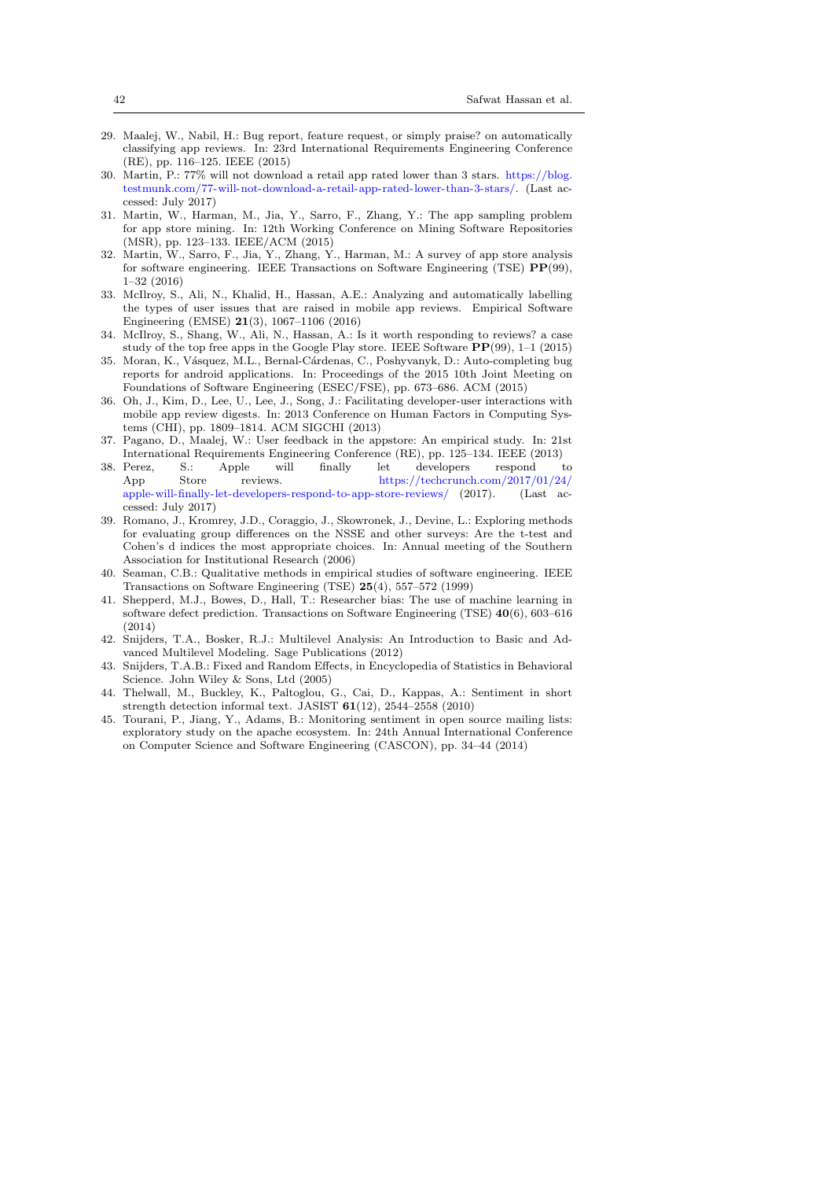29. Maalej, W., Nabil, H.: Bug report, feature request, or simply praise? on automatically classifying app reviews. In: 23rd International Requirements Engineering Conference (RE), pp. 116–125. IEEE (2015)
30. Martin, P.: 77% will not download a retail app rated lower than 3 stars. https://blog.testmunk.com/77-will-not-download-a-retail-app-rated-lower-than-3-stars/. (Last accessed: July 2017)
31. Martin, W., Harman, M., Jia, Y., Sarro, F., Zhang, Y.: The app sampling problem for app store mining. In: 12th Working Conference on Mining Software Repositories (MSR), pp. 123–133. IEEE/ACM (2015)
32. Martin, W., Sarro, F., Jia, Y., Zhang, Y., Harman, M.: A survey of app store analysis for software engineering. IEEE Transactions on Software Engineering (TSE) **PP**(99), 1–32 (2016)
33. McIlroy, S., Ali, N., Khalid, H., Hassan, A.E.: Analyzing and automatically labelling the types of user issues that are raised in mobile app reviews. Empirical Software Engineering (EMSE) **21**(3), 1067–1106 (2016)
34. McIlroy, S., Shang, W., Ali, N., Hassan, A.: Is it worth responding to reviews? a case study of the top free apps in the Google Play store. IEEE Software **PP**(99), 1–1 (2015)
35. Moran, K., Vásquez, M.L., Bernal-Cárdenas, C., Poshyvanyk, D.: Auto-completing bug reports for android applications. In: Proceedings of the 2015 10th Joint Meeting on Foundations of Software Engineering (ESEC/FSE), pp. 673–686. ACM (2015)
36. Oh, J., Kim, D., Lee, U., Lee, J., Song, J.: Facilitating developer-user interactions with mobile app review digests. In: 2013 Conference on Human Factors in Computing Systems (CHI), pp. 1809–1814. ACM SIGCHI (2013)
37. Pagano, D., Maalej, W.: User feedback in the appstore: An empirical study. In: 21st International Requirements Engineering Conference (RE), pp. 125–134. IEEE (2013)
38. Perez, S.: Apple will finally let developers respond to App Store reviews. https://techcrunch.com/2017/01/24/apple-will-finally-let-developers-respond-to-app-store-reviews/ (2017). (Last accessed: July 2017)
39. Romano, J., Kromrey, J.D., Coraggio, J., Skowronek, J., Devine, L.: Exploring methods for evaluating group differences on the NSSE and other surveys: Are the t-test and Cohen's d indices the most appropriate choices. In: Annual meeting of the Southern Association for Institutional Research (2006)
40. Seaman, C.B.: Qualitative methods in empirical studies of software engineering. IEEE Transactions on Software Engineering (TSE) **25**(4), 557–572 (1999)
41. Shepperd, M.J., Bowes, D., Hall, T.: Researcher bias: The use of machine learning in software defect prediction. Transactions on Software Engineering (TSE) **40**(6), 603–616 (2014)
42. Snijders, T.A., Bosker, R.J.: Multilevel Analysis: An Introduction to Basic and Advanced Multilevel Modeling. Sage Publications (2012)
43. Snijders, T.A.B.: Fixed and Random Effects, in Encyclopedia of Statistics in Behavioral Science. John Wiley & Sons, Ltd (2005)
44. Thelwall, M., Buckley, K., Paltoglou, G., Cai, D., Kappas, A.: Sentiment in short strength detection informal text. JASIST **61**(12), 2544–2558 (2010)
45. Tourani, P., Jiang, Y., Adams, B.: Monitoring sentiment in open source mailing lists: exploratory study on the apache ecosystem. In: 24th Annual International Conference on Computer Science and Software Engineering (CASCON), pp. 34–44 (2014)